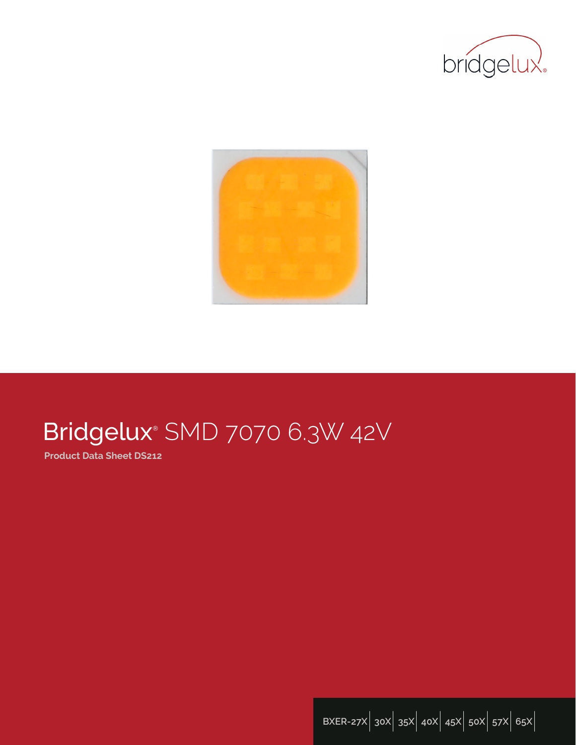# Bridgelux® SMD 7070 6.3W 42V

**Product Data Sheet DS212**

BXER-27X | 30X | 35X | 40X | 45X | 50X | 57X | 65X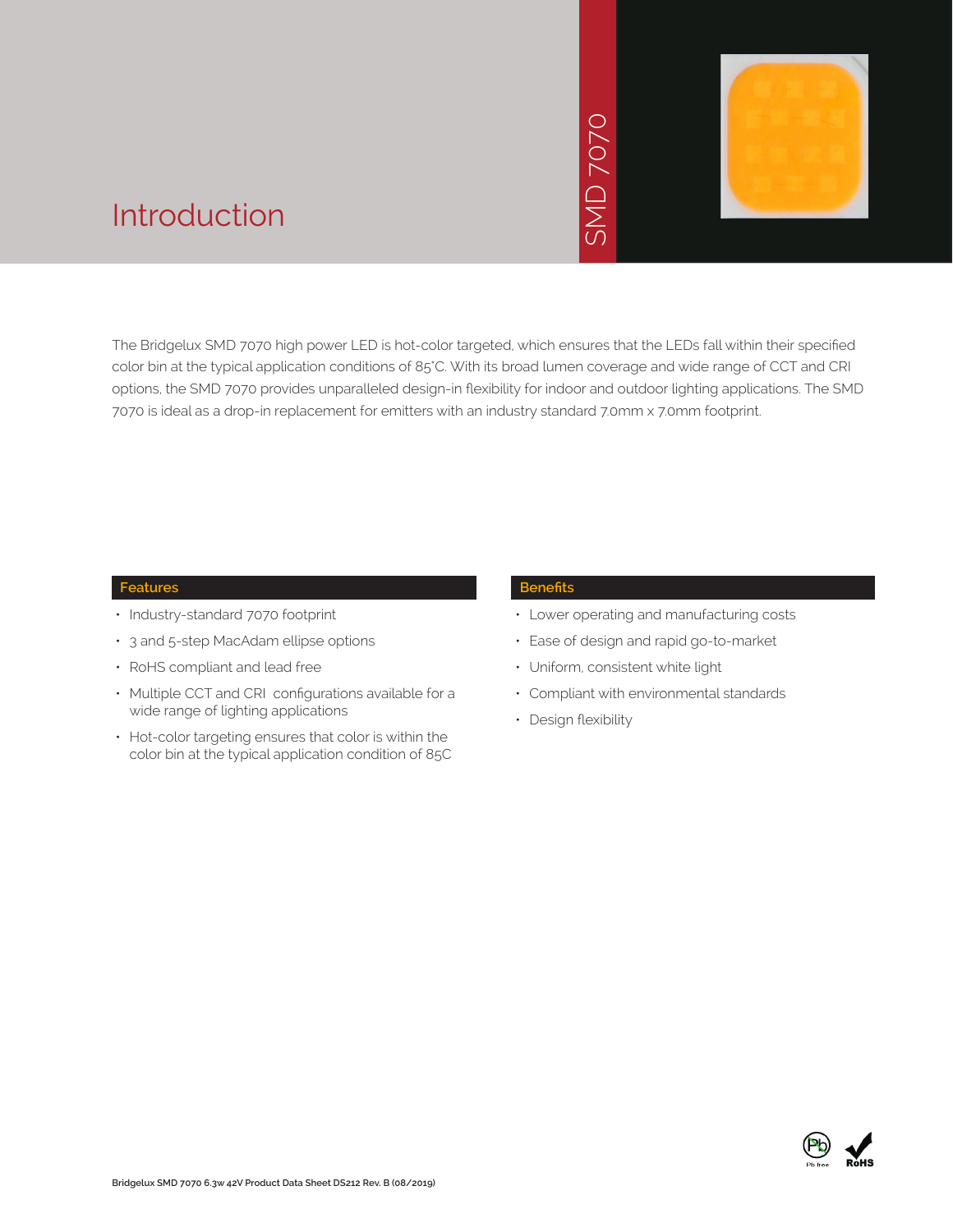# Introduction

The Bridgelux SMD 7070 high power LED is hot-color targeted, which ensures that the LEDs fall within their specified color bin at the typical application conditions of 85°C. With its broad lumen coverage and wide range of CCT and CRI options, the SMD 7070 provides unparalleled design-in flexibility for indoor and outdoor lighting applications. The SMD 7070 is ideal as a drop-in replacement for emitters with an industry standard 7.0mm x 7.0mm footprint.

## Features

- Industry-standard 7070 footprint
- 3 and 5-step MacAdam ellipse options
- RoHS compliant and lead free
- Multiple CCT and CRI configurations available for a wide range of lighting applications
- Hot-color targeting ensures that color is within the color bin at the typical application condition of 85C

## Benefits

- Lower operating and manufacturing costs
- Ease of design and rapid go-to-market
- Uniform, consistent white light
- Compliant with environmental standards
- Design flexibility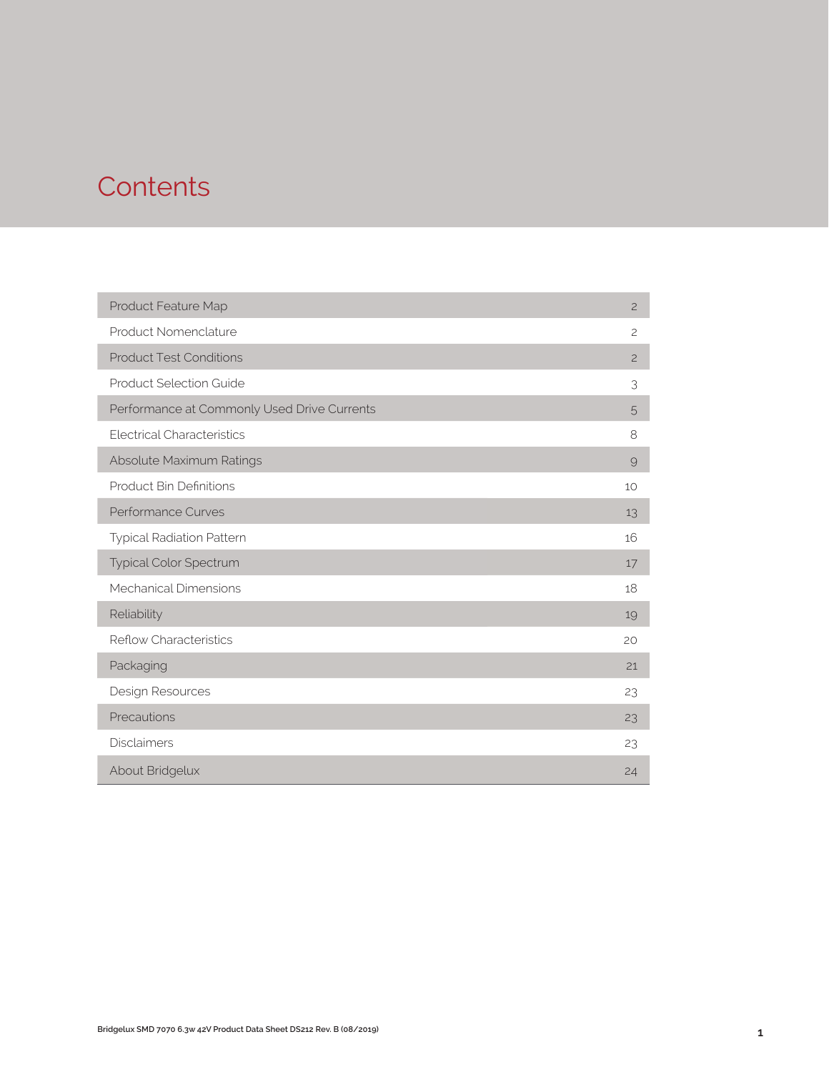# Contents

| | |
|---|---|
| Product Feature Map | 2 |
| Product Nomenclature | 2 |
| Product Test Conditions | 2 |
| Product Selection Guide | 3 |
| Performance at Commonly Used Drive Currents | 5 |
| Electrical Characteristics | 8 |
| Absolute Maximum Ratings | 9 |
| Product Bin Definitions | 10 |
| Performance Curves | 13 |
| Typical Radiation Pattern | 16 |
| Typical Color Spectrum | 17 |
| Mechanical Dimensions | 18 |
| Reliability | 19 |
| Reflow Characteristics | 20 |
| Packaging | 21 |
| Design Resources | 23 |
| Precautions | 23 |
| Disclaimers | 23 |
| About Bridgelux | 24 |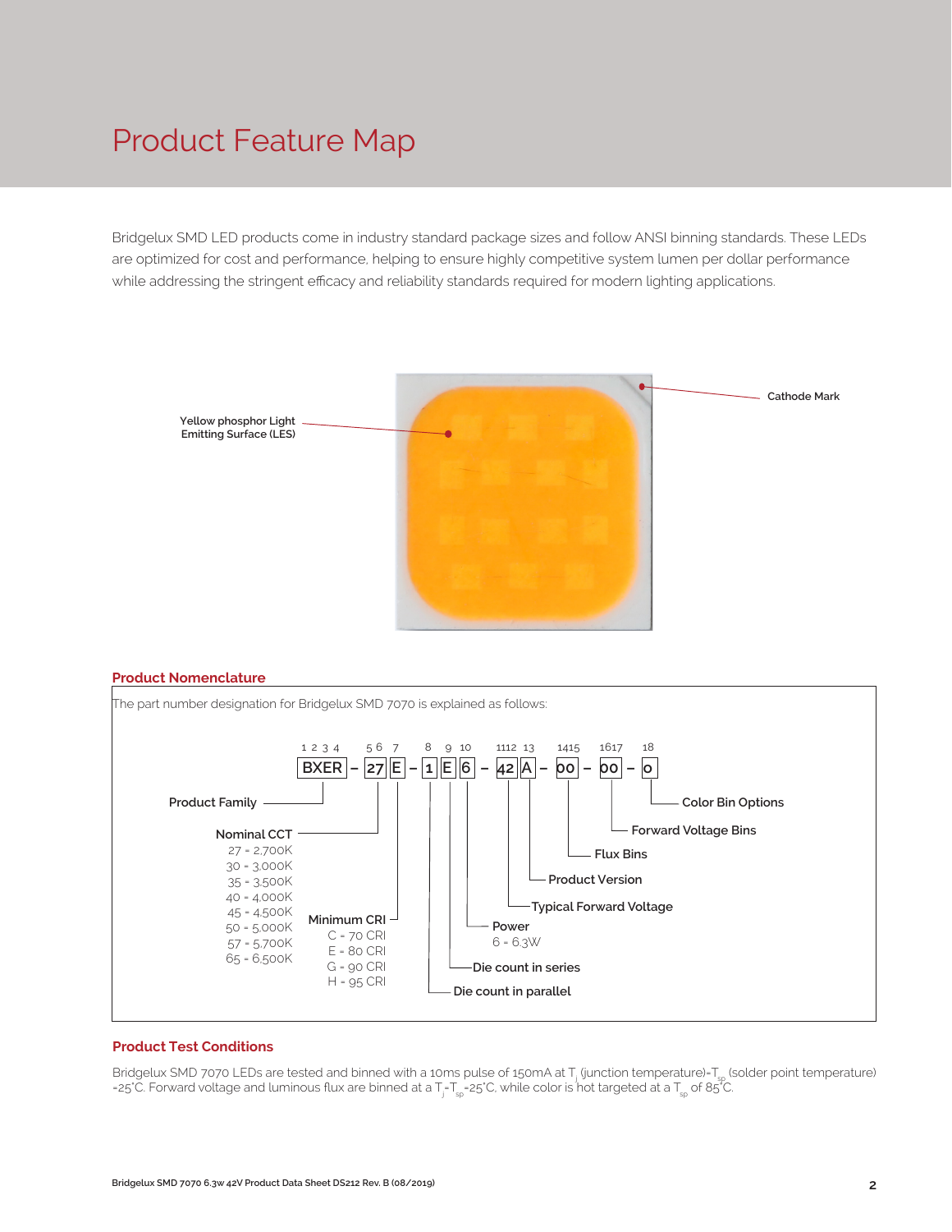# Product Feature Map

Bridgelux SMD LED products come in industry standard package sizes and follow ANSI binning standards. These LEDs are optimized for cost and performance, helping to ensure highly competitive system lumen per dollar performance while addressing the stringent efficacy and reliability standards required for modern lighting applications.

Yellow phosphor Light Emitting Surface (LES)

Cathode Mark

## Product Nomenclature

The part number designation for Bridgelux SMD 7070 is explained as follows:

| 1 2 3 4 | 5 6 | 7 | 8 | 9 | 10 | 11 12 | 13 | 14 15 | 16 17 | 18 |
|---|---|---|---|---|---|---|---|---|---|---|
| BXER | 27 | E | 1 | E | 6 | 42 | A | 00 | 00 | 0 |

- **Product Family** (1–4): BXER
- **Nominal CCT** (5–6):
  - 27 = 2,700K
  - 30 = 3,000K
  - 35 = 3,500K
  - 40 = 4,000K
  - 45 = 4,500K
  - 50 = 5,000K
  - 57 = 5,700K
  - 65 = 6,500K
- **Minimum CRI** (7):
  - C = 70 CRI
  - E = 80 CRI
  - G = 90 CRI
  - H = 95 CRI
- **Die count in parallel** (8)
- **Die count in series** (9)
- **Power** (10): 6 = 6.3W
- **Typical Forward Voltage** (11–12)
- **Product Version** (13)
- **Flux Bins** (14–15)
- **Forward Voltage Bins** (16–17)
- **Color Bin Options** (18)

## Product Test Conditions

Bridgelux SMD 7070 LEDs are tested and binned with a 10ms pulse of 150mA at $T_j$ (junction temperature)=$T_{sp}$ (solder point temperature) =25°C. Forward voltage and luminous flux are binned at a $T_j$=$T_{sp}$=25°C, while color is hot targeted at a $T_{sp}$ of 85°C.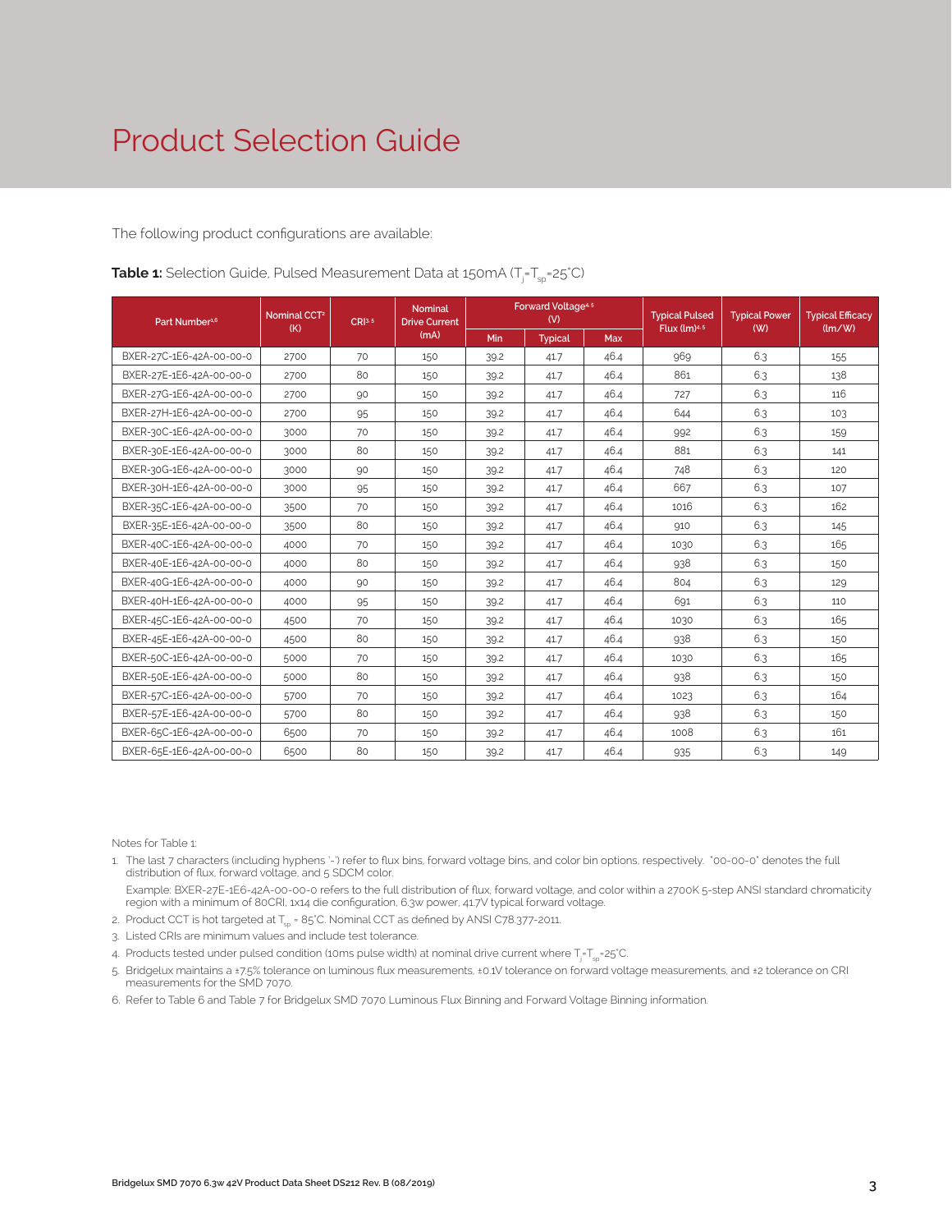# Product Selection Guide

The following product configurations are available:

**Table 1:** Selection Guide, Pulsed Measurement Data at 150mA ($T_j$=$T_{sp}$=25°C)

| Part Number[1,6] | Nominal CCT[2] (K) | CRI[3,5] | Nominal Drive Current (mA) | Forward Voltage[4,5] (V) | | | Typical Pulsed Flux (lm)[4,5] | Typical Power (W) | Typical Efficacy (lm/W) |
|---|---|---|---|---|---|---|---|---|---|
| | | | | Min | Typical | Max | | | |
| BXER-27C-1E6-42A-00-00-0 | 2700 | 70 | 150 | 39.2 | 41.7 | 46.4 | 969 | 6.3 | 155 |
| BXER-27E-1E6-42A-00-00-0 | 2700 | 80 | 150 | 39.2 | 41.7 | 46.4 | 861 | 6.3 | 138 |
| BXER-27G-1E6-42A-00-00-0 | 2700 | 90 | 150 | 39.2 | 41.7 | 46.4 | 727 | 6.3 | 116 |
| BXER-27H-1E6-42A-00-00-0 | 2700 | 95 | 150 | 39.2 | 41.7 | 46.4 | 644 | 6.3 | 103 |
| BXER-30C-1E6-42A-00-00-0 | 3000 | 70 | 150 | 39.2 | 41.7 | 46.4 | 992 | 6.3 | 159 |
| BXER-30E-1E6-42A-00-00-0 | 3000 | 80 | 150 | 39.2 | 41.7 | 46.4 | 881 | 6.3 | 141 |
| BXER-30G-1E6-42A-00-00-0 | 3000 | 90 | 150 | 39.2 | 41.7 | 46.4 | 748 | 6.3 | 120 |
| BXER-30H-1E6-42A-00-00-0 | 3000 | 95 | 150 | 39.2 | 41.7 | 46.4 | 667 | 6.3 | 107 |
| BXER-35C-1E6-42A-00-00-0 | 3500 | 70 | 150 | 39.2 | 41.7 | 46.4 | 1016 | 6.3 | 162 |
| BXER-35E-1E6-42A-00-00-0 | 3500 | 80 | 150 | 39.2 | 41.7 | 46.4 | 910 | 6.3 | 145 |
| BXER-40C-1E6-42A-00-00-0 | 4000 | 70 | 150 | 39.2 | 41.7 | 46.4 | 1030 | 6.3 | 165 |
| BXER-40E-1E6-42A-00-00-0 | 4000 | 80 | 150 | 39.2 | 41.7 | 46.4 | 938 | 6.3 | 150 |
| BXER-40G-1E6-42A-00-00-0 | 4000 | 90 | 150 | 39.2 | 41.7 | 46.4 | 804 | 6.3 | 129 |
| BXER-40H-1E6-42A-00-00-0 | 4000 | 95 | 150 | 39.2 | 41.7 | 46.4 | 691 | 6.3 | 110 |
| BXER-45C-1E6-42A-00-00-0 | 4500 | 70 | 150 | 39.2 | 41.7 | 46.4 | 1030 | 6.3 | 165 |
| BXER-45E-1E6-42A-00-00-0 | 4500 | 80 | 150 | 39.2 | 41.7 | 46.4 | 938 | 6.3 | 150 |
| BXER-50C-1E6-42A-00-00-0 | 5000 | 70 | 150 | 39.2 | 41.7 | 46.4 | 1030 | 6.3 | 165 |
| BXER-50E-1E6-42A-00-00-0 | 5000 | 80 | 150 | 39.2 | 41.7 | 46.4 | 938 | 6.3 | 150 |
| BXER-57C-1E6-42A-00-00-0 | 5700 | 70 | 150 | 39.2 | 41.7 | 46.4 | 1023 | 6.3 | 164 |
| BXER-57E-1E6-42A-00-00-0 | 5700 | 80 | 150 | 39.2 | 41.7 | 46.4 | 938 | 6.3 | 150 |
| BXER-65C-1E6-42A-00-00-0 | 6500 | 70 | 150 | 39.2 | 41.7 | 46.4 | 1008 | 6.3 | 161 |
| BXER-65E-1E6-42A-00-00-0 | 6500 | 80 | 150 | 39.2 | 41.7 | 46.4 | 935 | 6.3 | 149 |

Notes for Table 1:

1. The last 7 characters (including hyphens '-') refer to flux bins, forward voltage bins, and color bin options, respectively. "00-00-0" denotes the full distribution of flux, forward voltage, and 5 SDCM color.

   Example: BXER-27E-1E6-42A-00-00-0 refers to the full distribution of flux, forward voltage, and color within a 2700K 5-step ANSI standard chromaticity region with a minimum of 80CRI, 1x14 die configuration, 6.3w power, 41.7V typical forward voltage.
2. Product CCT is hot targeted at $T_{sp}$ = 85°C. Nominal CCT as defined by ANSI C78.377-2011.
3. Listed CRIs are minimum values and include test tolerance.
4. Products tested under pulsed condition (10ms pulse width) at nominal drive current where $T_j$=$T_{sp}$=25°C.
5. Bridgelux maintains a ±7.5% tolerance on luminous flux measurements, ±0.1V tolerance on forward voltage measurements, and ±2 tolerance on CRI measurements for the SMD 7070.
6. Refer to Table 6 and Table 7 for Bridgelux SMD 7070 Luminous Flux Binning and Forward Voltage Binning information.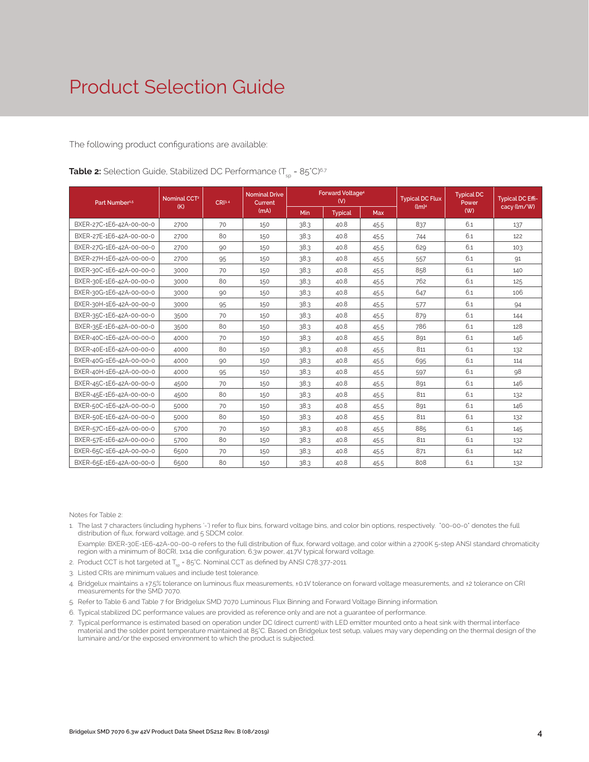# Product Selection Guide

The following product configurations are available:

**Table 2:** Selection Guide, Stabilized DC Performance ($T_{sp}$ = 85°C)[6,7]

| Part Number[1,5] | Nominal CCT[2] (K) | CRI[3,4] | Nominal Drive Current (mA) | Forward Voltage[4] (V) | | | Typical DC Flux (lm)[4] | Typical DC Power (W) | Typical DC Efficacy (lm/W) |
|---|---|---|---|---|---|---|---|---|---|
| | | | | Min | Typical | Max | | | |
| BXER-27C-1E6-42A-00-00-0 | 2700 | 70 | 150 | 38.3 | 40.8 | 45.5 | 837 | 6.1 | 137 |
| BXER-27E-1E6-42A-00-00-0 | 2700 | 80 | 150 | 38.3 | 40.8 | 45.5 | 744 | 6.1 | 122 |
| BXER-27G-1E6-42A-00-00-0 | 2700 | 90 | 150 | 38.3 | 40.8 | 45.5 | 629 | 6.1 | 103 |
| BXER-27H-1E6-42A-00-00-0 | 2700 | 95 | 150 | 38.3 | 40.8 | 45.5 | 557 | 6.1 | 91 |
| BXER-30C-1E6-42A-00-00-0 | 3000 | 70 | 150 | 38.3 | 40.8 | 45.5 | 858 | 6.1 | 140 |
| BXER-30E-1E6-42A-00-00-0 | 3000 | 80 | 150 | 38.3 | 40.8 | 45.5 | 762 | 6.1 | 125 |
| BXER-30G-1E6-42A-00-00-0 | 3000 | 90 | 150 | 38.3 | 40.8 | 45.5 | 647 | 6.1 | 106 |
| BXER-30H-1E6-42A-00-00-0 | 3000 | 95 | 150 | 38.3 | 40.8 | 45.5 | 577 | 6.1 | 94 |
| BXER-35C-1E6-42A-00-00-0 | 3500 | 70 | 150 | 38.3 | 40.8 | 45.5 | 879 | 6.1 | 144 |
| BXER-35E-1E6-42A-00-00-0 | 3500 | 80 | 150 | 38.3 | 40.8 | 45.5 | 786 | 6.1 | 128 |
| BXER-40C-1E6-42A-00-00-0 | 4000 | 70 | 150 | 38.3 | 40.8 | 45.5 | 891 | 6.1 | 146 |
| BXER-40E-1E6-42A-00-00-0 | 4000 | 80 | 150 | 38.3 | 40.8 | 45.5 | 811 | 6.1 | 132 |
| BXER-40G-1E6-42A-00-00-0 | 4000 | 90 | 150 | 38.3 | 40.8 | 45.5 | 695 | 6.1 | 114 |
| BXER-40H-1E6-42A-00-00-0 | 4000 | 95 | 150 | 38.3 | 40.8 | 45.5 | 597 | 6.1 | 98 |
| BXER-45C-1E6-42A-00-00-0 | 4500 | 70 | 150 | 38.3 | 40.8 | 45.5 | 891 | 6.1 | 146 |
| BXER-45E-1E6-42A-00-00-0 | 4500 | 80 | 150 | 38.3 | 40.8 | 45.5 | 811 | 6.1 | 132 |
| BXER-50C-1E6-42A-00-00-0 | 5000 | 70 | 150 | 38.3 | 40.8 | 45.5 | 891 | 6.1 | 146 |
| BXER-50E-1E6-42A-00-00-0 | 5000 | 80 | 150 | 38.3 | 40.8 | 45.5 | 811 | 6.1 | 132 |
| BXER-57C-1E6-42A-00-00-0 | 5700 | 70 | 150 | 38.3 | 40.8 | 45.5 | 885 | 6.1 | 145 |
| BXER-57E-1E6-42A-00-00-0 | 5700 | 80 | 150 | 38.3 | 40.8 | 45.5 | 811 | 6.1 | 132 |
| BXER-65C-1E6-42A-00-00-0 | 6500 | 70 | 150 | 38.3 | 40.8 | 45.5 | 871 | 6.1 | 142 |
| BXER-65E-1E6-42A-00-00-0 | 6500 | 80 | 150 | 38.3 | 40.8 | 45.5 | 808 | 6.1 | 132 |

Notes for Table 2:

1. The last 7 characters (including hyphens '-') refer to flux bins, forward voltage bins, and color bin options, respectively. "00-00-0" denotes the full distribution of flux, forward voltage, and 5 SDCM color.

   Example: BXER-30E-1E6-42A-00-00-0 refers to the full distribution of flux, forward voltage, and color within a 2700K 5-step ANSI standard chromaticity region with a minimum of 80CRI, 1x14 die configuration, 6.3w power, 41.7V typical forward voltage.
2. Product CCT is hot targeted at $T_{sp}$ = 85°C. Nominal CCT as defined by ANSI C78.377-2011.
3. Listed CRIs are minimum values and include test tolerance.
4. Bridgelux maintains a ±7.5% tolerance on luminous flux measurements, ±0.1V tolerance on forward voltage measurements, and ±2 tolerance on CRI measurements for the SMD 7070.
5. Refer to Table 6 and Table 7 for Bridgelux SMD 7070 Luminous Flux Binning and Forward Voltage Binning information.
6. Typical stabilized DC performance values are provided as reference only and are not a guarantee of performance.
7. Typical performance is estimated based on operation under DC (direct current) with LED emitter mounted onto a heat sink with thermal interface material and the solder point temperature maintained at 85°C. Based on Bridgelux test setup, values may vary depending on the thermal design of the luminaire and/or the exposed environment to which the product is subjected.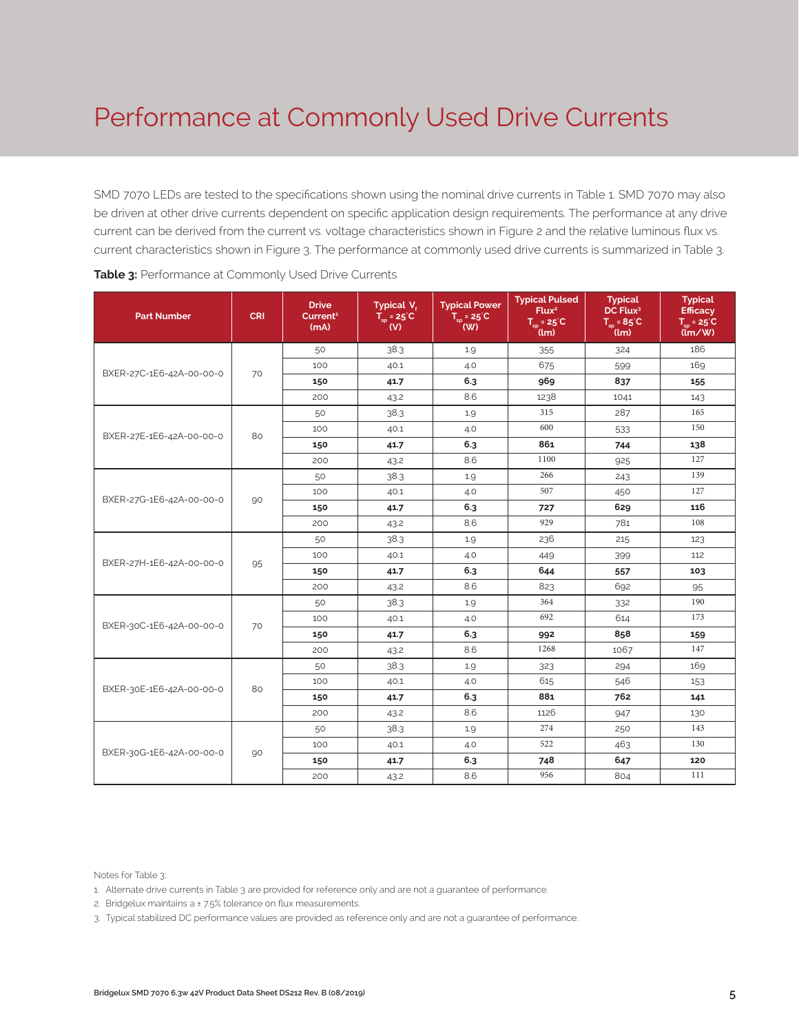# Performance at Commonly Used Drive Currents

SMD 7070 LEDs are tested to the specifications shown using the nominal drive currents in Table 1. SMD 7070 may also be driven at other drive currents dependent on specific application design requirements. The performance at any drive current can be derived from the current vs. voltage characteristics shown in Figure 2 and the relative luminous flux vs. current characteristics shown in Figure 3. The performance at commonly used drive currents is summarized in Table 3.

**Table 3:** Performance at Commonly Used Drive Currents

| Part Number | CRI | Drive Current[1] (mA) | Typical $V_f$ $T_{sp}$ = 25°C (V) | Typical Power $T_{sp}$ = 25°C (W) | Typical Pulsed Flux[2] $T_{sp}$ = 25°C (lm) | Typical DC Flux[3] $T_{sp}$ = 85°C (lm) | Typical Efficacy $T_{sp}$ = 25°C (lm/W) |
|---|---|---|---|---|---|---|---|
| BXER-27C-1E6-42A-00-0-0 | 70 | 50 | 38.3 | 1.9 | 355 | 324 | 186 |
| | | 100 | 40.1 | 4.0 | 675 | 599 | 169 |
| | | **150** | **41.7** | **6.3** | **969** | **837** | **155** |
| | | 200 | 43.2 | 8.6 | 1238 | 1041 | 143 |
| BXER-27E-1E6-42A-00-0-0 | 80 | 50 | 38.3 | 1.9 | 315 | 287 | 165 |
| | | 100 | 40.1 | 4.0 | 600 | 533 | 150 |
| | | **150** | **41.7** | **6.3** | **861** | **744** | **138** |
| | | 200 | 43.2 | 8.6 | 1100 | 925 | 127 |
| BXER-27G-1E6-42A-00-0-0 | 90 | 50 | 38.3 | 1.9 | 266 | 243 | 139 |
| | | 100 | 40.1 | 4.0 | 507 | 450 | 127 |
| | | **150** | **41.7** | **6.3** | **727** | **629** | **116** |
| | | 200 | 43.2 | 8.6 | 929 | 781 | 108 |
| BXER-27H-1E6-42A-00-0-0 | 95 | 50 | 38.3 | 1.9 | 236 | 215 | 123 |
| | | 100 | 40.1 | 4.0 | 449 | 399 | 112 |
| | | **150** | **41.7** | **6.3** | **644** | **557** | **103** |
| | | 200 | 43.2 | 8.6 | 823 | 692 | 95 |
| BXER-30C-1E6-42A-00-0-0 | 70 | 50 | 38.3 | 1.9 | 364 | 332 | 190 |
| | | 100 | 40.1 | 4.0 | 692 | 614 | 173 |
| | | **150** | **41.7** | **6.3** | **992** | **858** | **159** |
| | | 200 | 43.2 | 8.6 | 1268 | 1067 | 147 |
| BXER-30E-1E6-42A-00-0-0 | 80 | 50 | 38.3 | 1.9 | 323 | 294 | 169 |
| | | 100 | 40.1 | 4.0 | 615 | 546 | 153 |
| | | **150** | **41.7** | **6.3** | **881** | **762** | **141** |
| | | 200 | 43.2 | 8.6 | 1126 | 947 | 130 |
| BXER-30G-1E6-42A-00-0-0 | 90 | 50 | 38.3 | 1.9 | 274 | 250 | 143 |
| | | 100 | 40.1 | 4.0 | 522 | 463 | 130 |
| | | **150** | **41.7** | **6.3** | **748** | **647** | **120** |
| | | 200 | 43.2 | 8.6 | 956 | 804 | 111 |

Notes for Table 3:

1. Alternate drive currents in Table 3 are provided for reference only and are not a guarantee of performance.
2. Bridgelux maintains a ± 7.5% tolerance on flux measurements.
3. Typical stabilized DC performance values are provided as reference only and are not a guarantee of performance.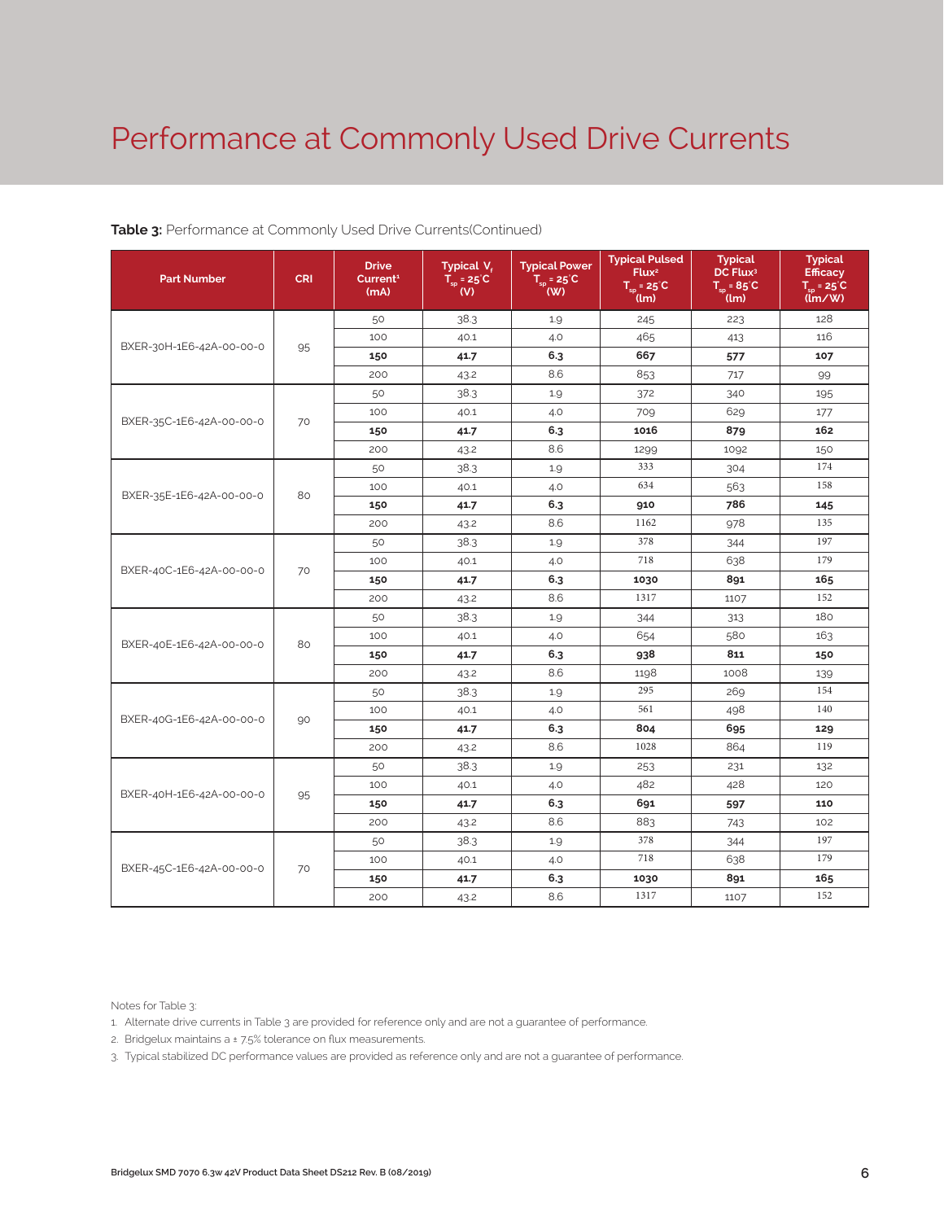# Performance at Commonly Used Drive Currents

**Table 3:** Performance at Commonly Used Drive Currents(Continued)

| Part Number | CRI | Drive Current[1] (mA) | Typical $V_f$ $T_{sp}$ = 25°C (V) | Typical Power $T_{sp}$ = 25°C (W) | Typical Pulsed Flux[2] $T_{sp}$ = 25°C (lm) | Typical DC Flux[3] $T_{sp}$ = 85°C (lm) | Typical Efficacy $T_{sp}$ = 25°C (lm/W) |
|---|---|---|---|---|---|---|---|
| BXER-30H-1E6-42A-00-00-0 | 95 | 50 | 38.3 | 1.9 | 245 | 223 | 128 |
| | | 100 | 40.1 | 4.0 | 465 | 413 | 116 |
| | | **150** | **41.7** | **6.3** | **667** | **577** | **107** |
| | | 200 | 43.2 | 8.6 | 853 | 717 | 99 |
| BXER-35C-1E6-42A-00-00-0 | 70 | 50 | 38.3 | 1.9 | 372 | 340 | 195 |
| | | 100 | 40.1 | 4.0 | 709 | 629 | 177 |
| | | **150** | **41.7** | **6.3** | **1016** | **879** | **162** |
| | | 200 | 43.2 | 8.6 | 1299 | 1092 | 150 |
| BXER-35E-1E6-42A-00-00-0 | 80 | 50 | 38.3 | 1.9 | 333 | 304 | 174 |
| | | 100 | 40.1 | 4.0 | 634 | 563 | 158 |
| | | **150** | **41.7** | **6.3** | **910** | **786** | **145** |
| | | 200 | 43.2 | 8.6 | 1162 | 978 | 135 |
| BXER-40C-1E6-42A-00-00-0 | 70 | 50 | 38.3 | 1.9 | 378 | 344 | 197 |
| | | 100 | 40.1 | 4.0 | 718 | 638 | 179 |
| | | **150** | **41.7** | **6.3** | **1030** | **891** | **165** |
| | | 200 | 43.2 | 8.6 | 1317 | 1107 | 152 |
| BXER-40E-1E6-42A-00-00-0 | 80 | 50 | 38.3 | 1.9 | 344 | 313 | 180 |
| | | 100 | 40.1 | 4.0 | 654 | 580 | 163 |
| | | **150** | **41.7** | **6.3** | **938** | **811** | **150** |
| | | 200 | 43.2 | 8.6 | 1198 | 1008 | 139 |
| BXER-40G-1E6-42A-00-00-0 | 90 | 50 | 38.3 | 1.9 | 295 | 269 | 154 |
| | | 100 | 40.1 | 4.0 | 561 | 498 | 140 |
| | | **150** | **41.7** | **6.3** | **804** | **695** | **129** |
| | | 200 | 43.2 | 8.6 | 1028 | 864 | 119 |
| BXER-40H-1E6-42A-00-00-0 | 95 | 50 | 38.3 | 1.9 | 253 | 231 | 132 |
| | | 100 | 40.1 | 4.0 | 482 | 428 | 120 |
| | | **150** | **41.7** | **6.3** | **691** | **597** | **110** |
| | | 200 | 43.2 | 8.6 | 883 | 743 | 102 |
| BXER-45C-1E6-42A-00-00-0 | 70 | 50 | 38.3 | 1.9 | 378 | 344 | 197 |
| | | 100 | 40.1 | 4.0 | 718 | 638 | 179 |
| | | **150** | **41.7** | **6.3** | **1030** | **891** | **165** |
| | | 200 | 43.2 | 8.6 | 1317 | 1107 | 152 |

Notes for Table 3:

1. Alternate drive currents in Table 3 are provided for reference only and are not a guarantee of performance.
2. Bridgelux maintains a ± 7.5% tolerance on flux measurements.
3. Typical stabilized DC performance values are provided as reference only and are not a guarantee of performance.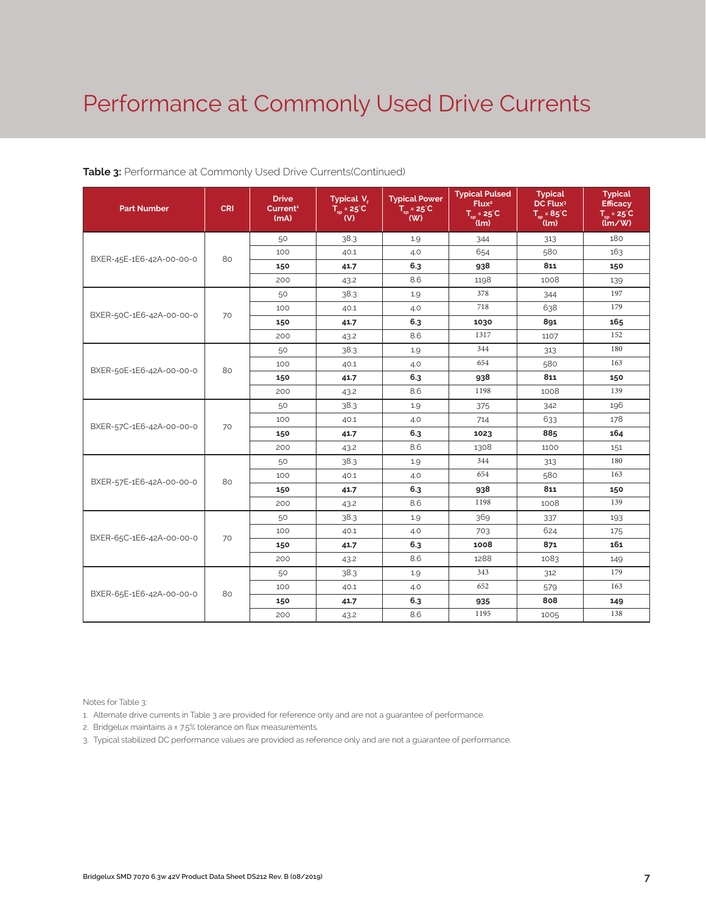# Performance at Commonly Used Drive Currents

**Table 3:** Performance at Commonly Used Drive Currents(Continued)

| Part Number | CRI | Drive Current[1] (mA) | Typical $V_f$ $T_{sp}$ = 25°C (V) | Typical Power $T_{sp}$ = 25°C (W) | Typical Pulsed Flux[2] $T_{sp}$ = 25°C (lm) | Typical DC Flux[3] $T_{sp}$ = 85°C (lm) | Typical Efficacy $T_{sp}$ = 25°C (lm/W) |
|---|---|---|---|---|---|---|---|
| BXER-45E-1E6-42A-00-00-0 | 80 | 50 | 38.3 | 1.9 | 344 | 313 | 180 |
| | | 100 | 40.1 | 4.0 | 654 | 580 | 163 |
| | | **150** | **41.7** | **6.3** | **938** | **811** | **150** |
| | | 200 | 43.2 | 8.6 | 1198 | 1008 | 139 |
| BXER-50C-1E6-42A-00-00-0 | 70 | 50 | 38.3 | 1.9 | 378 | 344 | 197 |
| | | 100 | 40.1 | 4.0 | 718 | 638 | 179 |
| | | **150** | **41.7** | **6.3** | **1030** | **891** | **165** |
| | | 200 | 43.2 | 8.6 | 1317 | 1107 | 152 |
| BXER-50E-1E6-42A-00-00-0 | 80 | 50 | 38.3 | 1.9 | 344 | 313 | 180 |
| | | 100 | 40.1 | 4.0 | 654 | 580 | 163 |
| | | **150** | **41.7** | **6.3** | **938** | **811** | **150** |
| | | 200 | 43.2 | 8.6 | 1198 | 1008 | 139 |
| BXER-57C-1E6-42A-00-00-0 | 70 | 50 | 38.3 | 1.9 | 375 | 342 | 196 |
| | | 100 | 40.1 | 4.0 | 714 | 633 | 178 |
| | | **150** | **41.7** | **6.3** | **1023** | **885** | **164** |
| | | 200 | 43.2 | 8.6 | 1308 | 1100 | 151 |
| BXER-57E-1E6-42A-00-00-0 | 80 | 50 | 38.3 | 1.9 | 344 | 313 | 180 |
| | | 100 | 40.1 | 4.0 | 654 | 580 | 163 |
| | | **150** | **41.7** | **6.3** | **938** | **811** | **150** |
| | | 200 | 43.2 | 8.6 | 1198 | 1008 | 139 |
| BXER-65C-1E6-42A-00-00-0 | 70 | 50 | 38.3 | 1.9 | 369 | 337 | 193 |
| | | 100 | 40.1 | 4.0 | 703 | 624 | 175 |
| | | **150** | **41.7** | **6.3** | **1008** | **871** | **161** |
| | | 200 | 43.2 | 8.6 | 1288 | 1083 | 149 |
| BXER-65E-1E6-42A-00-00-0 | 80 | 50 | 38.3 | 1.9 | 343 | 312 | 179 |
| | | 100 | 40.1 | 4.0 | 652 | 579 | 163 |
| | | **150** | **41.7** | **6.3** | **935** | **808** | **149** |
| | | 200 | 43.2 | 8.6 | 1195 | 1005 | 138 |

Notes for Table 3:

1. Alternate drive currents in Table 3 are provided for reference only and are not a guarantee of performance.
2. Bridgelux maintains a ± 7.5% tolerance on flux measurements.
3. Typical stabilized DC performance values are provided as reference only and are not a guarantee of performance.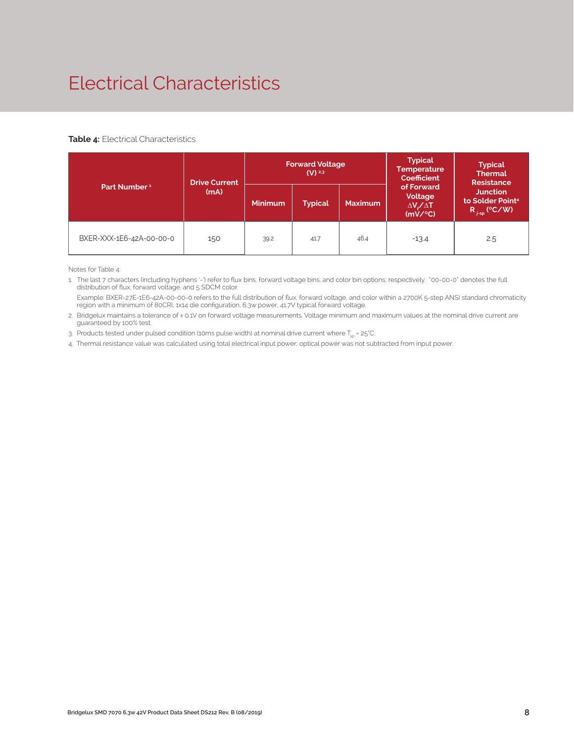# Electrical Characteristics

**Table 4:** Electrical Characteristics

| Part Number [1] | Drive Current (mA) | Forward Voltage (V) [2,3] | | | Typical Temperature Coefficient of Forward Voltage $\Delta V_f / \Delta T$ (mV/°C) | Typical Thermal Resistance Junction to Solder Point[4] $R_{j\text{-}sp}$ (°C/W) |
|---|---|---|---|---|---|---|
| | | Minimum | Typical | Maximum | | |
| BXER-XXX-1E6-42A-00-00-0 | 150 | 39.2 | 41.7 | 46.4 | -13.4 | 2.5 |

Notes for Table 4:

1. The last 7 characters (including hyphens '-') refer to flux bins, forward voltage bins, and color bin options, respectively. "00-00-0" denotes the full distribution of flux, forward voltage, and 5 SDCM color.

   Example: BXER-27E-1E6-42A-00-00-0 refers to the full distribution of flux, forward voltage, and color within a 2700K 5-step ANSI standard chromaticity region with a minimum of 80CRI, 1x14 die configuration, 6.3w power, 41.7V typical forward voltage.

2. Bridgelux maintains a tolerance of ± 0.1V on forward voltage measurements. Voltage minimum and maximum values at the nominal drive current are guaranteed by 100% test.
3. Products tested under pulsed condition (10ms pulse width) at nominal drive current where $T_{sp}$ = 25°C.
4. Thermal resistance value was calculated using total electrical input power; optical power was not subtracted from input power.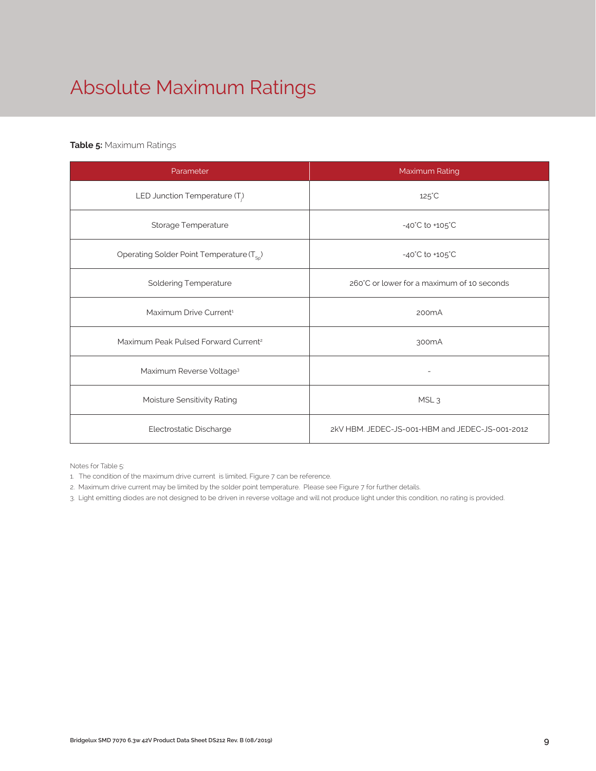# Absolute Maximum Ratings

**Table 5:** Maximum Ratings

| Parameter | Maximum Rating |
|---|---|
| LED Junction Temperature ($T_j$) | 125°C |
| Storage Temperature | -40°C to +105°C |
| Operating Solder Point Temperature ($T_{Sp}$) | -40°C to +105°C |
| Soldering Temperature | 260°C or lower for a maximum of 10 seconds |
| Maximum Drive Current[1] | 200mA |
| Maximum Peak Pulsed Forward Current[2] | 300mA |
| Maximum Reverse Voltage[3] | - |
| Moisture Sensitivity Rating | MSL 3 |
| Electrostatic Discharge | 2kV HBM. JEDEC-JS-001-HBM and JEDEC-JS-001-2012 |

Notes for Table 5:

1. The condition of the maximum drive current is limited, Figure 7 can be reference.
2. Maximum drive current may be limited by the solder point temperature. Please see Figure 7 for further details.
3. Light emitting diodes are not designed to be driven in reverse voltage and will not produce light under this condition, no rating is provided.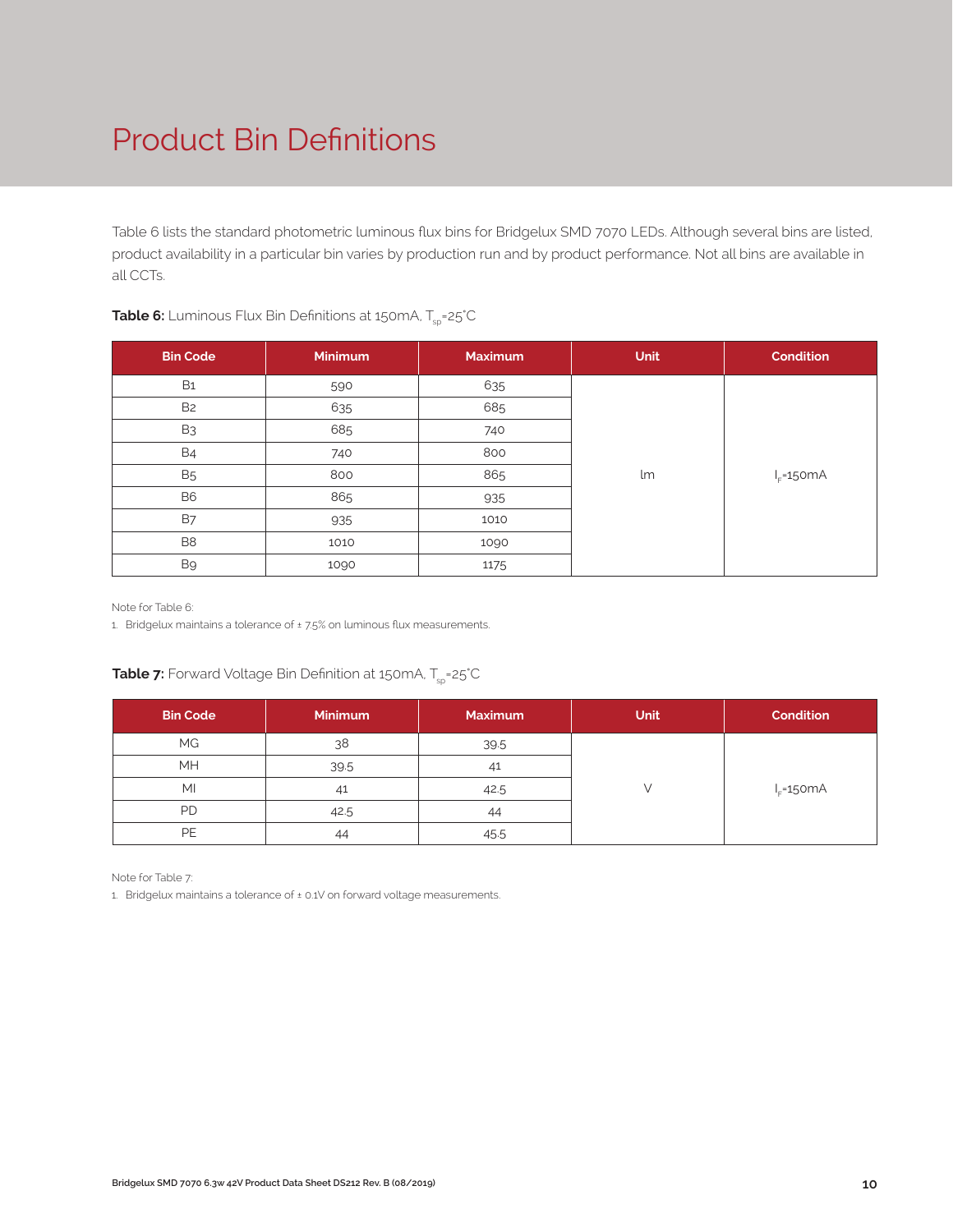# Product Bin Definitions

Table 6 lists the standard photometric luminous flux bins for Bridgelux SMD 7070 LEDs. Although several bins are listed, product availability in a particular bin varies by production run and by product performance. Not all bins are available in all CCTs.

**Table 6:** Luminous Flux Bin Definitions at 150mA, $T_{sp}$=25°C

| Bin Code | Minimum | Maximum | Unit | Condition |
|---|---|---|---|---|
| B1 | 590 | 635 | lm | $I_F$=150mA |
| B2 | 635 | 685 | | |
| B3 | 685 | 740 | | |
| B4 | 740 | 800 | | |
| B5 | 800 | 865 | | |
| B6 | 865 | 935 | | |
| B7 | 935 | 1010 | | |
| B8 | 1010 | 1090 | | |
| B9 | 1090 | 1175 | | |

Note for Table 6:

1. Bridgelux maintains a tolerance of ± 7.5% on luminous flux measurements.

**Table 7:** Forward Voltage Bin Definition at 150mA, $T_{sp}$=25°C

| Bin Code | Minimum | Maximum | Unit | Condition |
|---|---|---|---|---|
| MG | 38 | 39.5 | V | $I_F$=150mA |
| MH | 39.5 | 41 | | |
| MI | 41 | 42.5 | | |
| PD | 42.5 | 44 | | |
| PE | 44 | 45.5 | | |

Note for Table 7:

1. Bridgelux maintains a tolerance of ± 0.1V on forward voltage measurements.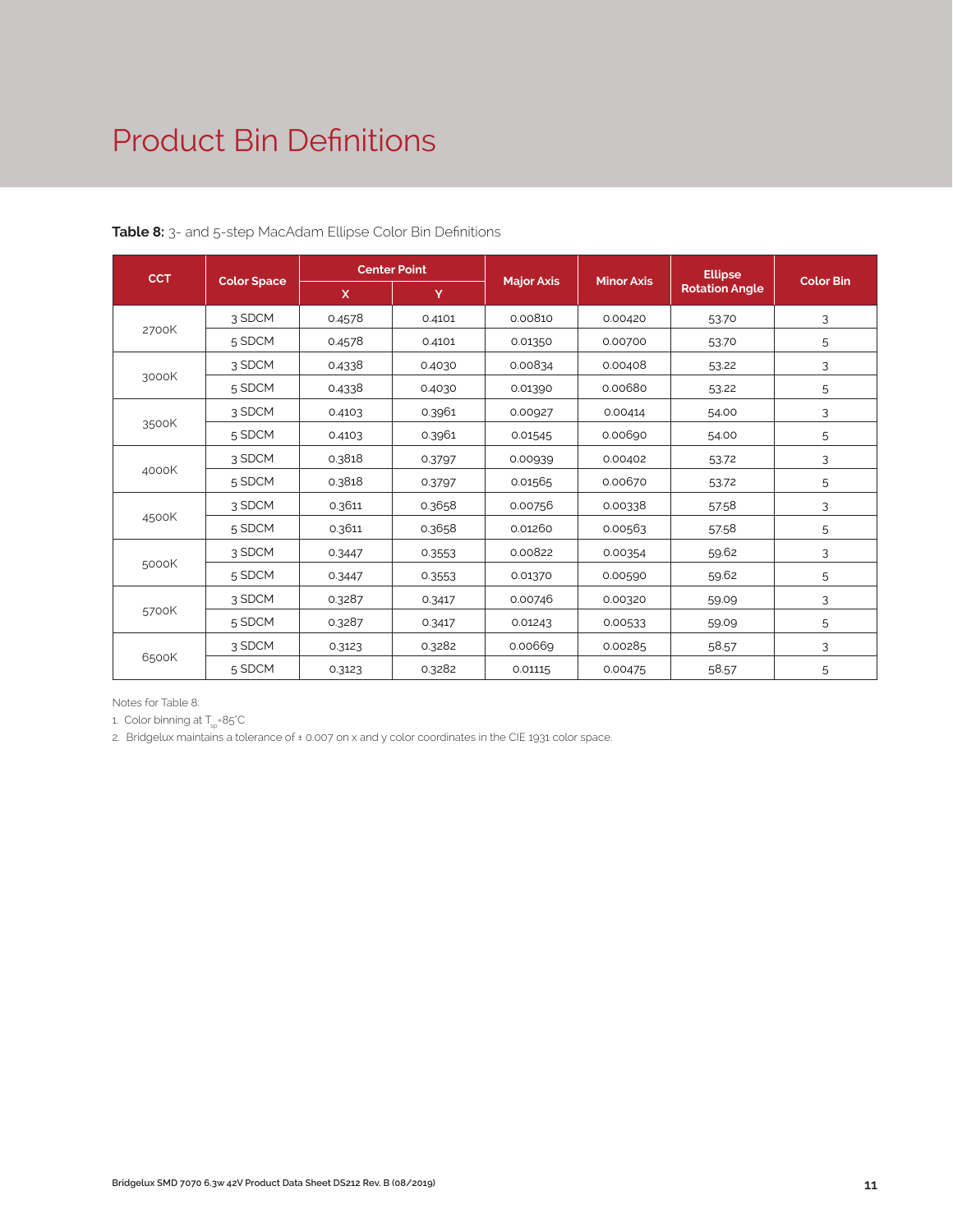# Product Bin Definitions

**Table 8:** 3- and 5-step MacAdam Ellipse Color Bin Definitions

| CCT | Color Space | Center Point | | Major Axis | Minor Axis | Ellipse Rotation Angle | Color Bin |
|---|---|---|---|---|---|---|---|
| | | X | Y | | | | |
| 2700K | 3 SDCM | 0.4578 | 0.4101 | 0.00810 | 0.00420 | 53.70 | 3 |
| | 5 SDCM | 0.4578 | 0.4101 | 0.01350 | 0.00700 | 53.70 | 5 |
| 3000K | 3 SDCM | 0.4338 | 0.4030 | 0.00834 | 0.00408 | 53.22 | 3 |
| | 5 SDCM | 0.4338 | 0.4030 | 0.01390 | 0.00680 | 53.22 | 5 |
| 3500K | 3 SDCM | 0.4103 | 0.3961 | 0.00927 | 0.00414 | 54.00 | 3 |
| | 5 SDCM | 0.4103 | 0.3961 | 0.01545 | 0.00690 | 54.00 | 5 |
| 4000K | 3 SDCM | 0.3818 | 0.3797 | 0.00939 | 0.00402 | 53.72 | 3 |
| | 5 SDCM | 0.3818 | 0.3797 | 0.01565 | 0.00670 | 53.72 | 5 |
| 4500K | 3 SDCM | 0.3611 | 0.3658 | 0.00756 | 0.00338 | 57.58 | 3 |
| | 5 SDCM | 0.3611 | 0.3658 | 0.01260 | 0.00563 | 57.58 | 5 |
| 5000K | 3 SDCM | 0.3447 | 0.3553 | 0.00822 | 0.00354 | 59.62 | 3 |
| | 5 SDCM | 0.3447 | 0.3553 | 0.01370 | 0.00590 | 59.62 | 5 |
| 5700K | 3 SDCM | 0.3287 | 0.3417 | 0.00746 | 0.00320 | 59.09 | 3 |
| | 5 SDCM | 0.3287 | 0.3417 | 0.01243 | 0.00533 | 59.09 | 5 |
| 6500K | 3 SDCM | 0.3123 | 0.3282 | 0.00669 | 0.00285 | 58.57 | 3 |
| | 5 SDCM | 0.3123 | 0.3282 | 0.01115 | 0.00475 | 58.57 | 5 |

Notes for Table 8:

1. Color binning at $T_{sp}$=85°C
2. Bridgelux maintains a tolerance of ± 0.007 on x and y color coordinates in the CIE 1931 color space.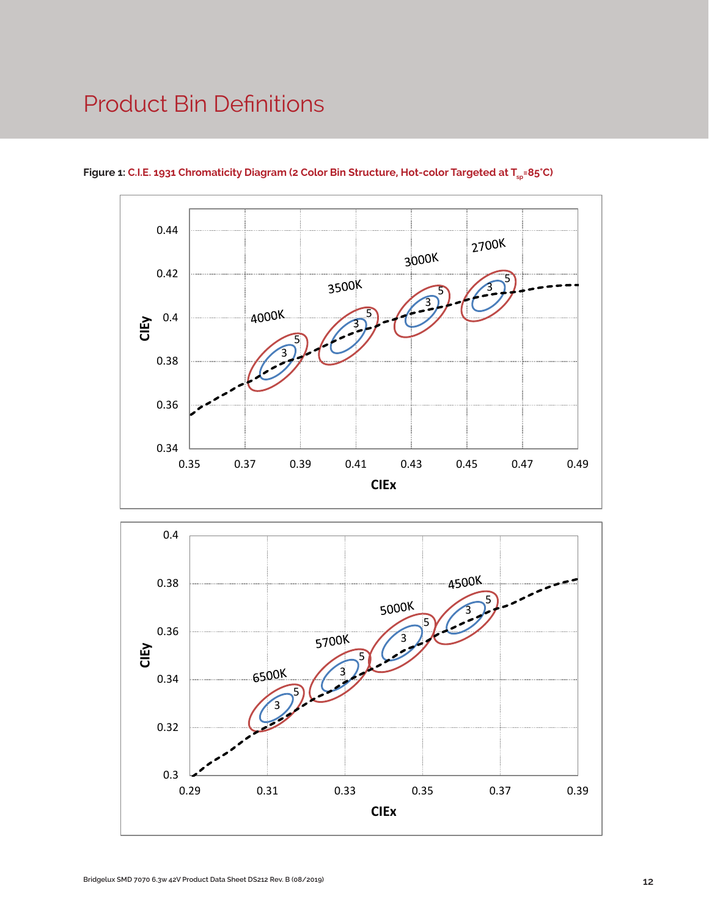# Product Bin Definitions

**Figure 1:** **C.I.E. 1931 Chromaticity Diagram (2 Color Bin Structure, Hot-color Targeted at $T_{sp}$=85°C)**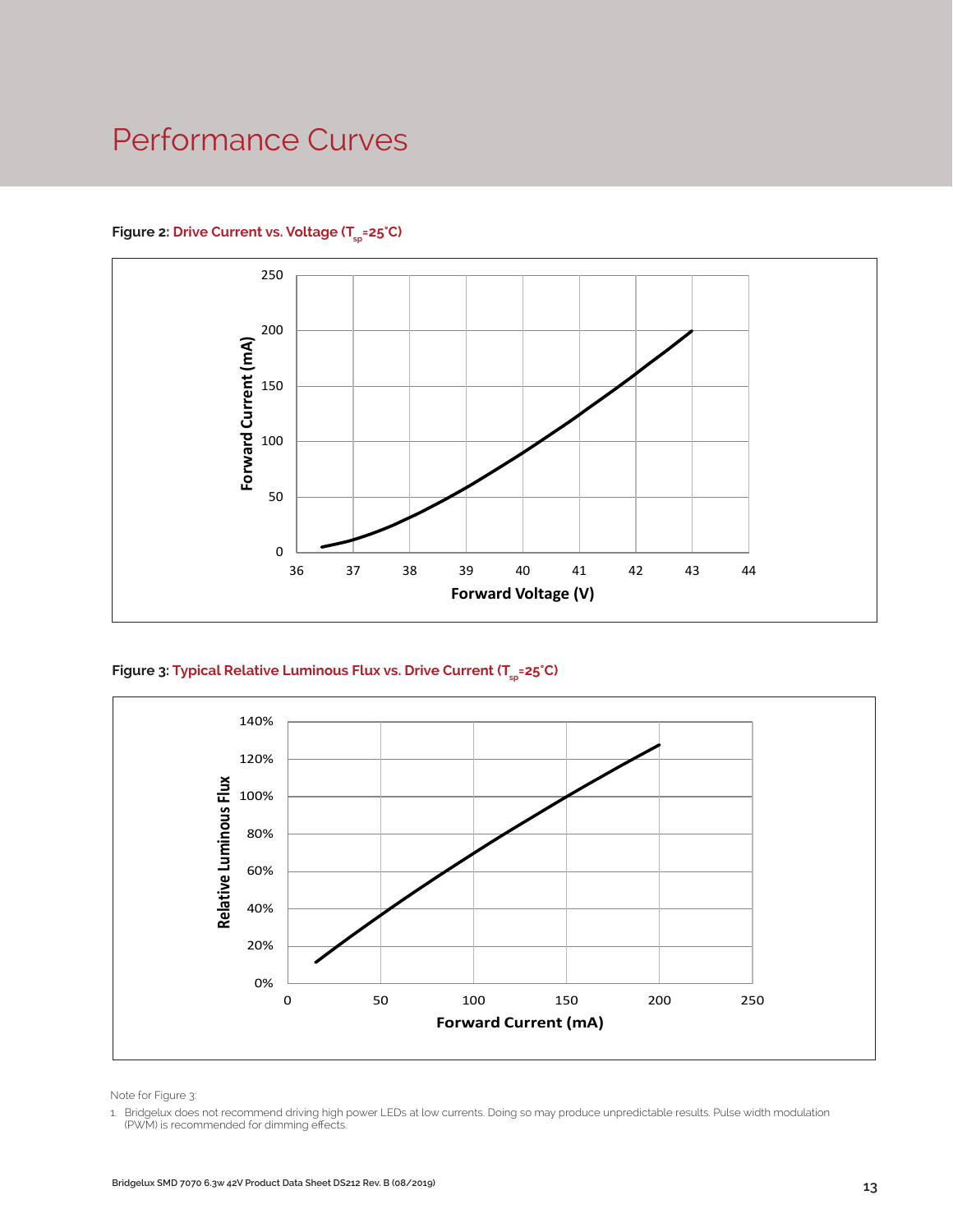# Performance Curves

**Figure 2:** Drive Current vs. Voltage ($T_{sp}$=25°C)

**Figure 3:** Typical Relative Luminous Flux vs. Drive Current ($T_{sp}$=25°C)

Note for Figure 3:

1. Bridgelux does not recommend driving high power LEDs at low currents. Doing so may produce unpredictable results. Pulse width modulation (PWM) is recommended for dimming effects.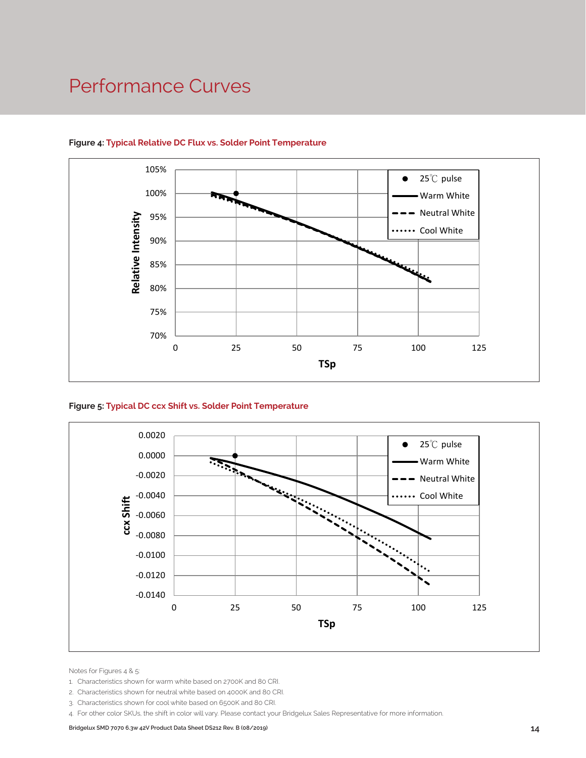# Performance Curves

**Figure 4: Typical Relative DC Flux vs. Solder Point Temperature**

**Figure 5: Typical DC ccx Shift vs. Solder Point Temperature**

Notes for Figures 4 & 5:

1. Characteristics shown for warm white based on 2700K and 80 CRI.
2. Characteristics shown for neutral white based on 4000K and 80 CRI.
3. Characteristics shown for cool white based on 6500K and 80 CRI.
4. For other color SKUs, the shift in color will vary. Please contact your Bridgelux Sales Representative for more information.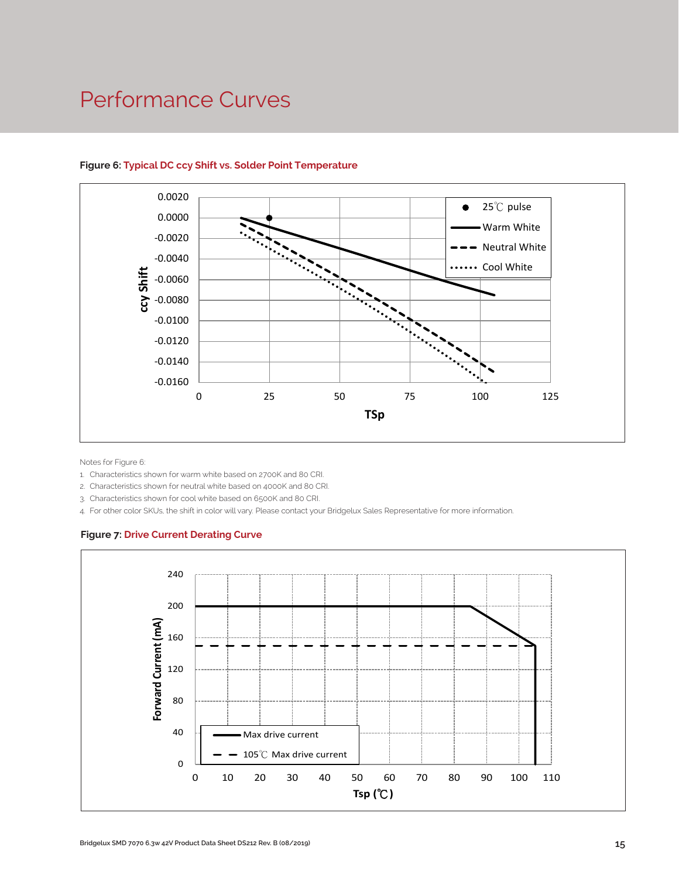# Performance Curves

**Figure 6: Typical DC ccy Shift vs. Solder Point Temperature**

Notes for Figure 6:

1. Characteristics shown for warm white based on 2700K and 80 CRI.
2. Characteristics shown for neutral white based on 4000K and 80 CRI.
3. Characteristics shown for cool white based on 6500K and 80 CRI.
4. For other color SKUs, the shift in color will vary. Please contact your Bridgelux Sales Representative for more information.

**Figure 7: Drive Current Derating Curve**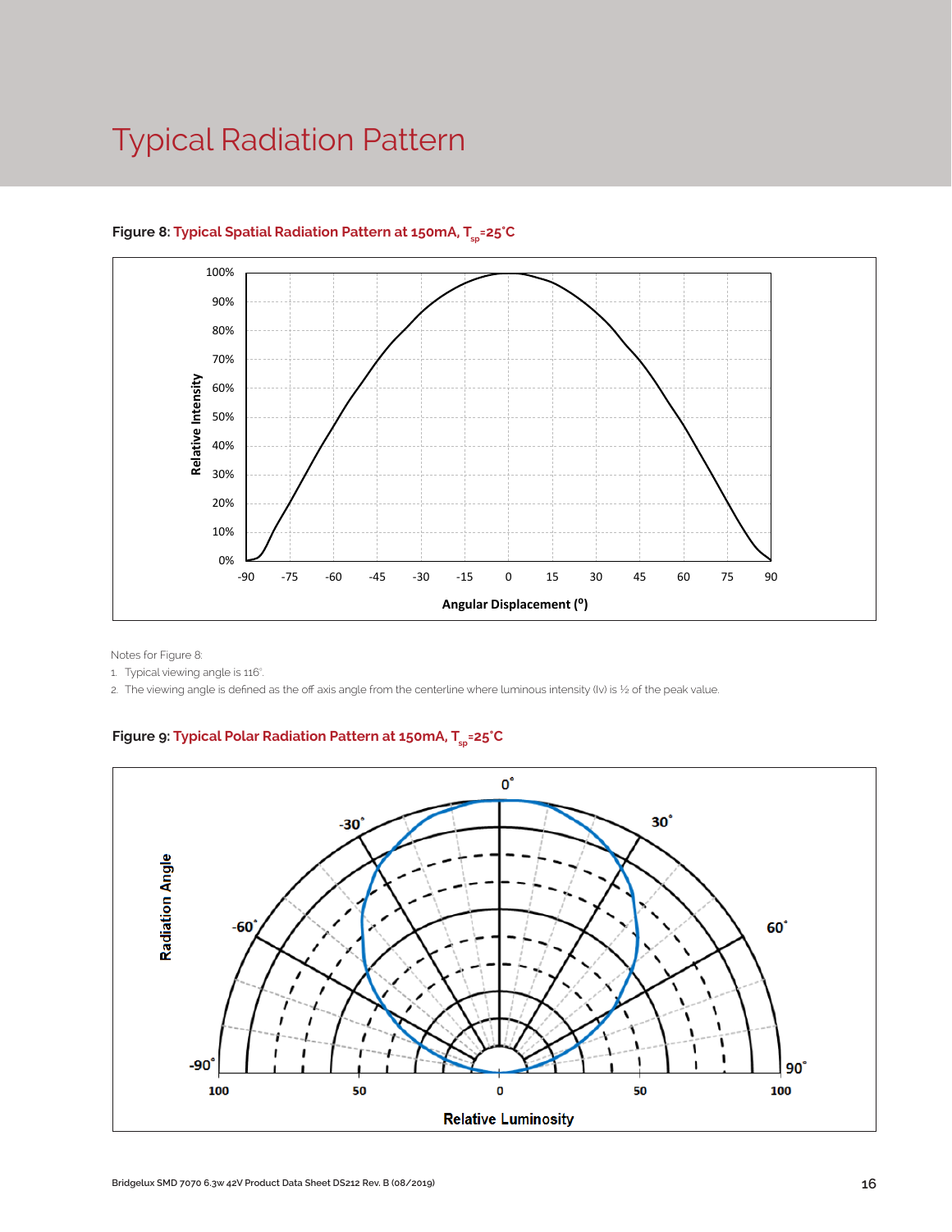# Typical Radiation Pattern

**Figure 8: Typical Spatial Radiation Pattern at 150mA, $T_{sp}$=25°C**

Notes for Figure 8:

1. Typical viewing angle is 116°.
2. The viewing angle is defined as the off axis angle from the centerline where luminous intensity (Iv) is ½ of the peak value.

**Figure 9: Typical Polar Radiation Pattern at 150mA, $T_{sp}$=25°C**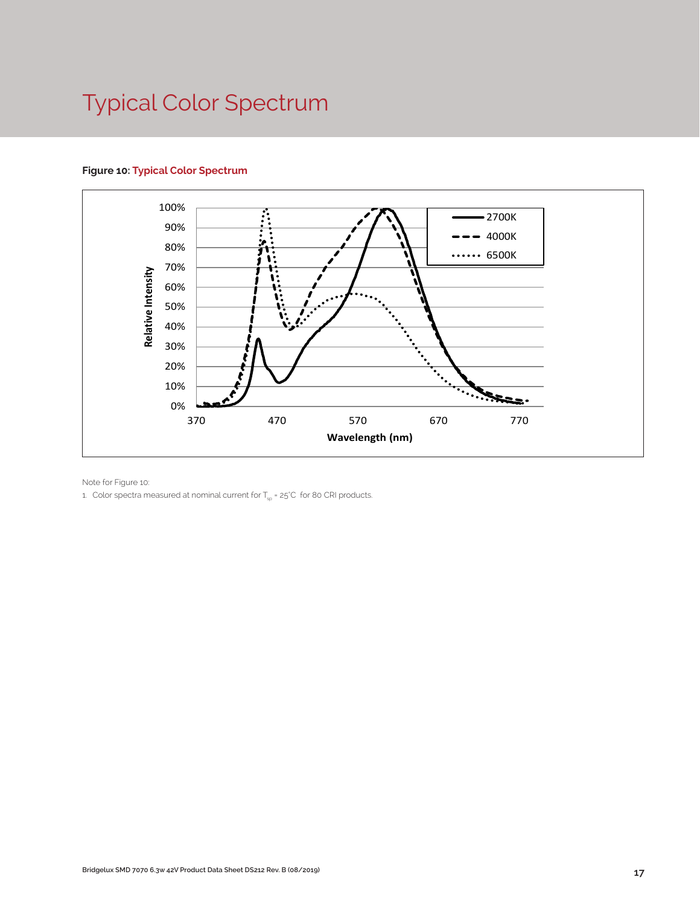# Typical Color Spectrum

**Figure 10: Typical Color Spectrum**

Note for Figure 10:

1. Color spectra measured at nominal current for $T_{sp}$ = 25°C for 80 CRI products.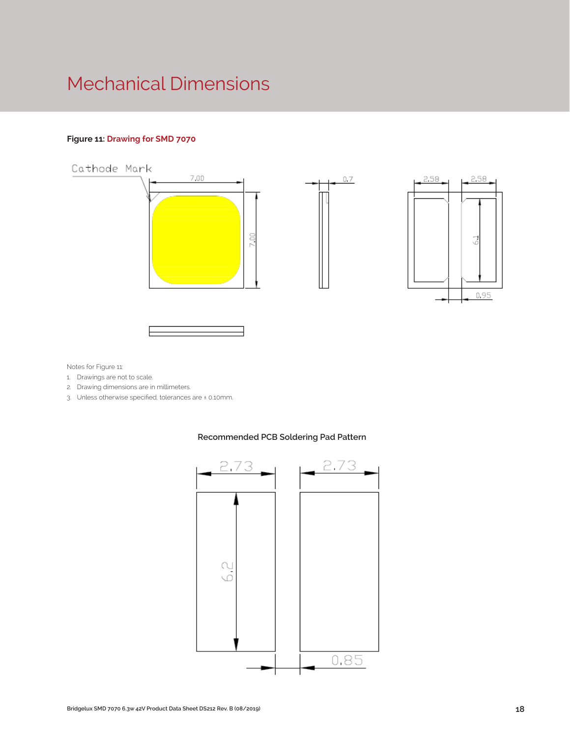# Mechanical Dimensions

**Figure 11: Drawing for SMD 7070**

Cathode Mark

7.00

7.00

0.7

2.58

2.58

6.1

0.95

Notes for Figure 11:

1. Drawings are not to scale.
2. Drawing dimensions are in millimeters.
3. Unless otherwise specified, tolerances are ± 0.10mm.

**Recommended PCB Soldering Pad Pattern**

2.73

2.73

6.2

0.85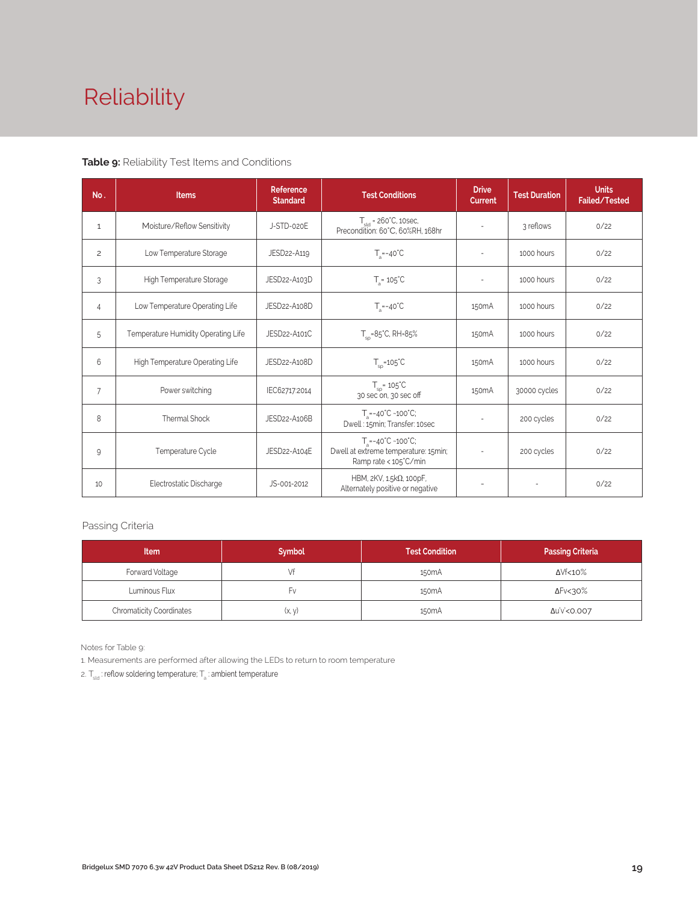# Reliability

**Table 9:** Reliability Test Items and Conditions

| No. | Items | Reference Standard | Test Conditions | Drive Current | Test Duration | Units Failed/Tested |
|---|---|---|---|---|---|---|
| 1 | Moisture/Reflow Sensitivity | J-STD-020E | $T_{sld}$ = 260°C, 10sec, Precondition: 60°C, 60%RH, 168hr | - | 3 reflows | 0/22 |
| 2 | Low Temperature Storage | JESD22-A119 | $T_a$=-40°C | - | 1000 hours | 0/22 |
| 3 | High Temperature Storage | JESD22-A103D | $T_a$= 105°C | - | 1000 hours | 0/22 |
| 4 | Low Temperature Operating Life | JESD22-A108D | $T_a$=-40°C | 150mA | 1000 hours | 0/22 |
| 5 | Temperature Humidity Operating Life | JESD22-A101C | $T_{sp}$=85°C, RH=85% | 150mA | 1000 hours | 0/22 |
| 6 | High Temperature Operating Life | JESD22-A108D | $T_{sp}$=105°C | 150mA | 1000 hours | 0/22 |
| 7 | Power switching | IEC62717:2014 | $T_{sp}$= 105°C 30 sec on, 30 sec off | 150mA | 30000 cycles | 0/22 |
| 8 | Thermal Shock | JESD22-A106B | $T_a$=-40°C ~100°C; Dwell : 15min; Transfer: 10sec | - | 200 cycles | 0/22 |
| 9 | Temperature Cycle | JESD22-A104E | $T_a$=-40°C ~100°C; Dwell at extreme temperature: 15min; Ramp rate < 105°C/min | - | 200 cycles | 0/22 |
| 10 | Electrostatic Discharge | JS-001-2012 | HBM, 2KV, 1.5kΩ, 100pF, Alternately positive or negative | - | - | 0/22 |

Passing Criteria

| Item | Symbol | Test Condition | Passing Criteria |
|---|---|---|---|
| Forward Voltage | Vf | 150mA | ΔVf<10% |
| Luminous Flux | Fv | 150mA | ΔFv<30% |
| Chromaticity Coordinates | (x, y) | 150mA | Δu'v'<0.007 |

Notes for Table 9:

1. Measurements are performed after allowing the LEDs to return to room temperature
2. $T_{sld}$ : reflow soldering temperature; $T_a$ : ambient temperature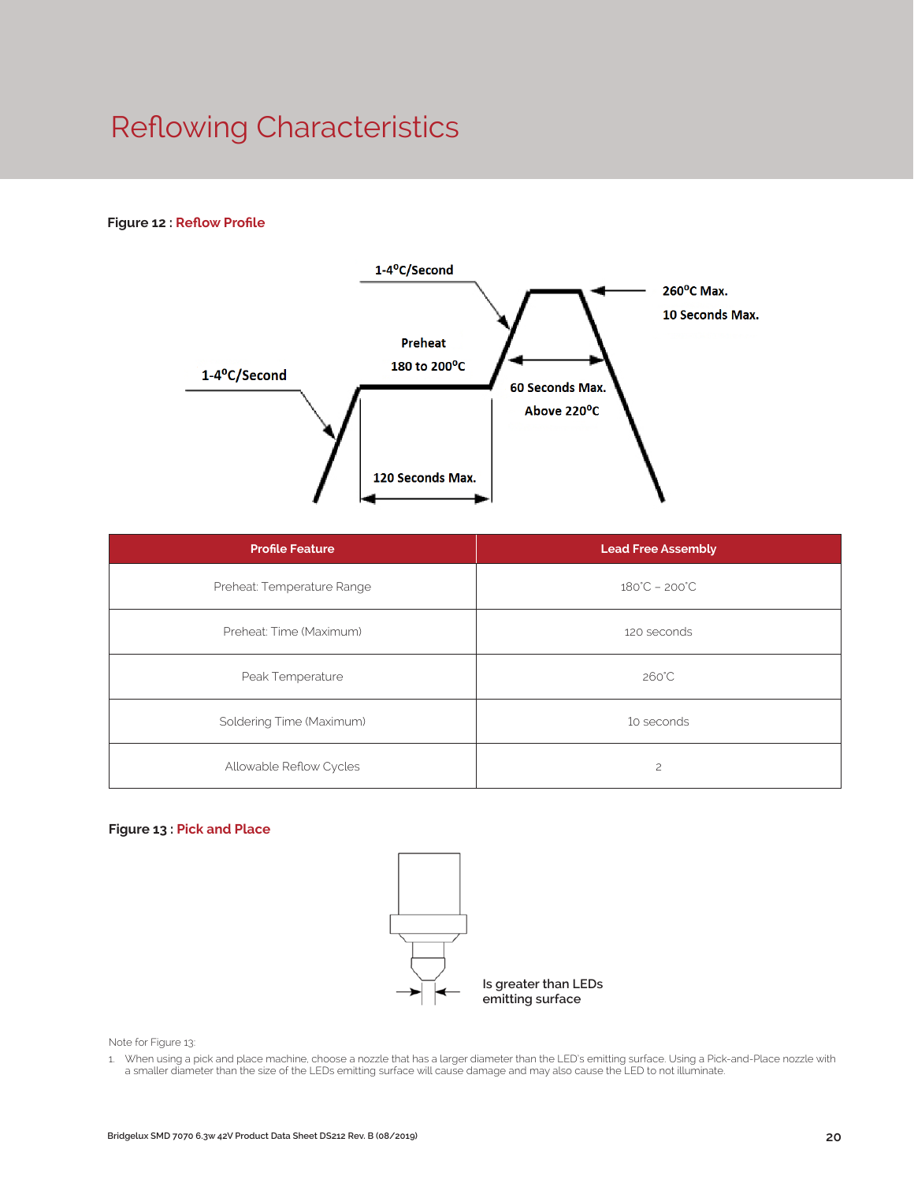# Reflowing Characteristics

**Figure 12 : Reflow Profile**

1-4°C/Second

Preheat

180 to 200°C

1-4°C/Second

260°C Max.

10 Seconds Max.

60 Seconds Max.

Above 220°C

120 Seconds Max.

| Profile Feature | Lead Free Assembly |
|---|---|
| Preheat: Temperature Range | 180°C – 200°C |
| Preheat: Time (Maximum) | 120 seconds |
| Peak Temperature | 260°C |
| Soldering Time (Maximum) | 10 seconds |
| Allowable Reflow Cycles | 2 |

**Figure 13 : Pick and Place**

Is greater than LEDs emitting surface

Note for Figure 13:

1. When using a pick and place machine, choose a nozzle that has a larger diameter than the LED's emitting surface. Using a Pick-and-Place nozzle with a smaller diameter than the size of the LEDs emitting surface will cause damage and may also cause the LED to not illuminate.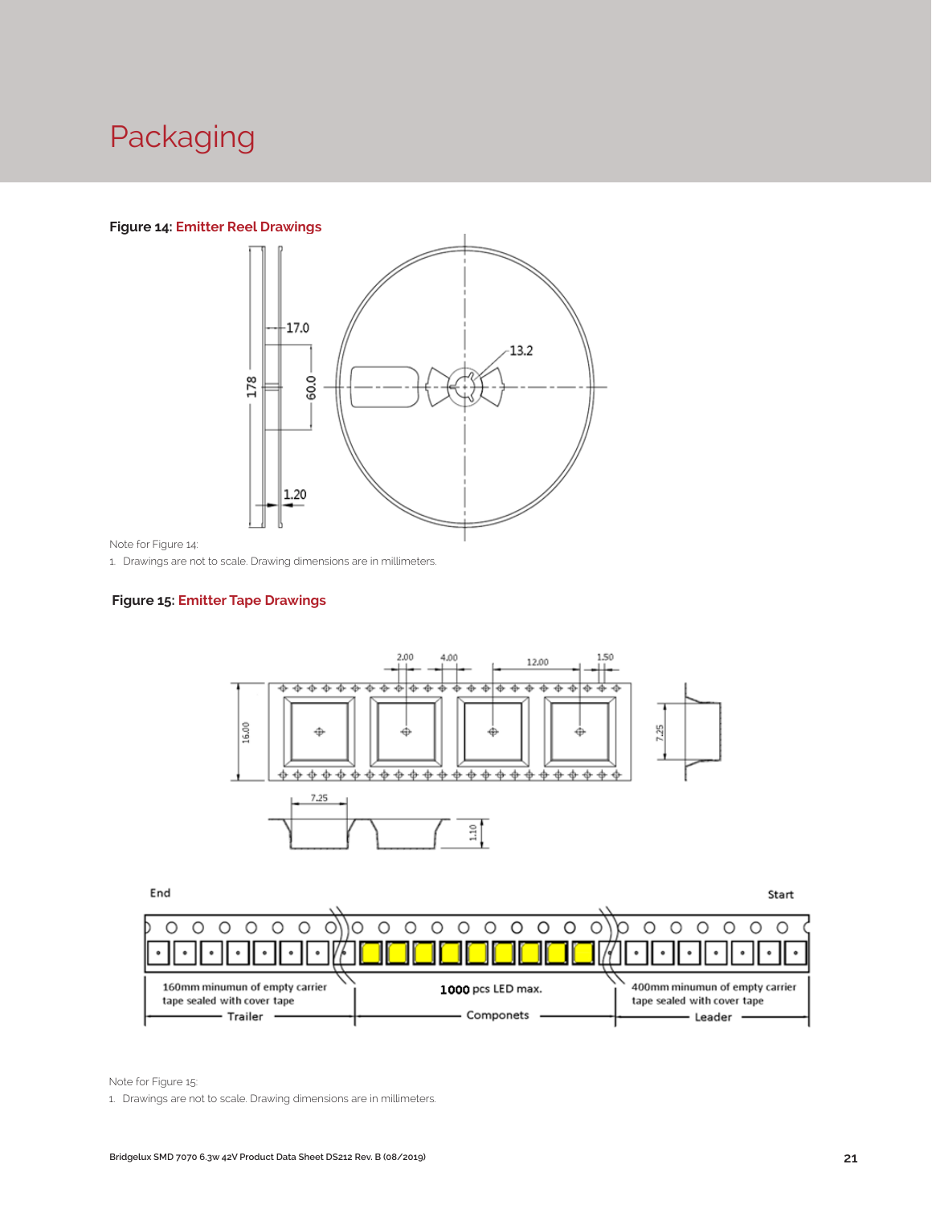# Packaging

**Figure 14: Emitter Reel Drawings**

Note for Figure 14:

1. Drawings are not to scale. Drawing dimensions are in millimeters.

**Figure 15: Emitter Tape Drawings**

Note for Figure 15:

1. Drawings are not to scale. Drawing dimensions are in millimeters.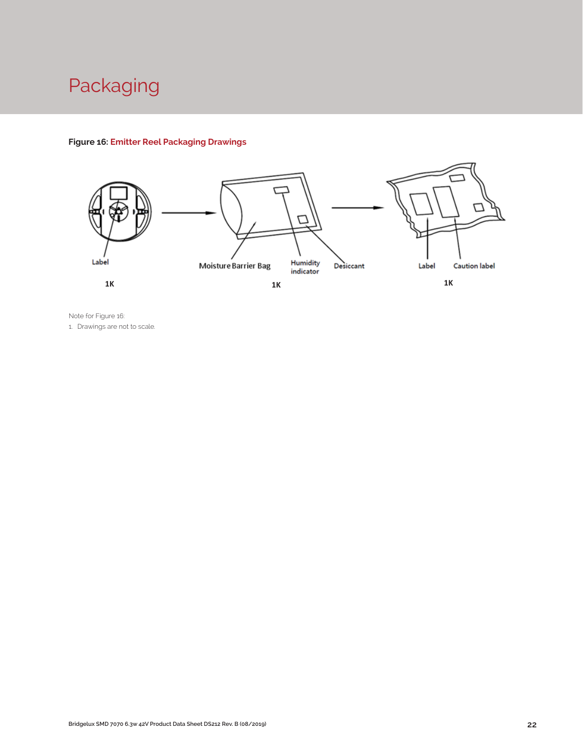# Packaging

**Figure 16: Emitter Reel Packaging Drawings**

Label

1K

Moisture Barrier Bag

Humidity indicator

Desiccant

1K

Label

Caution label

1K

Note for Figure 16:

1. Drawings are not to scale.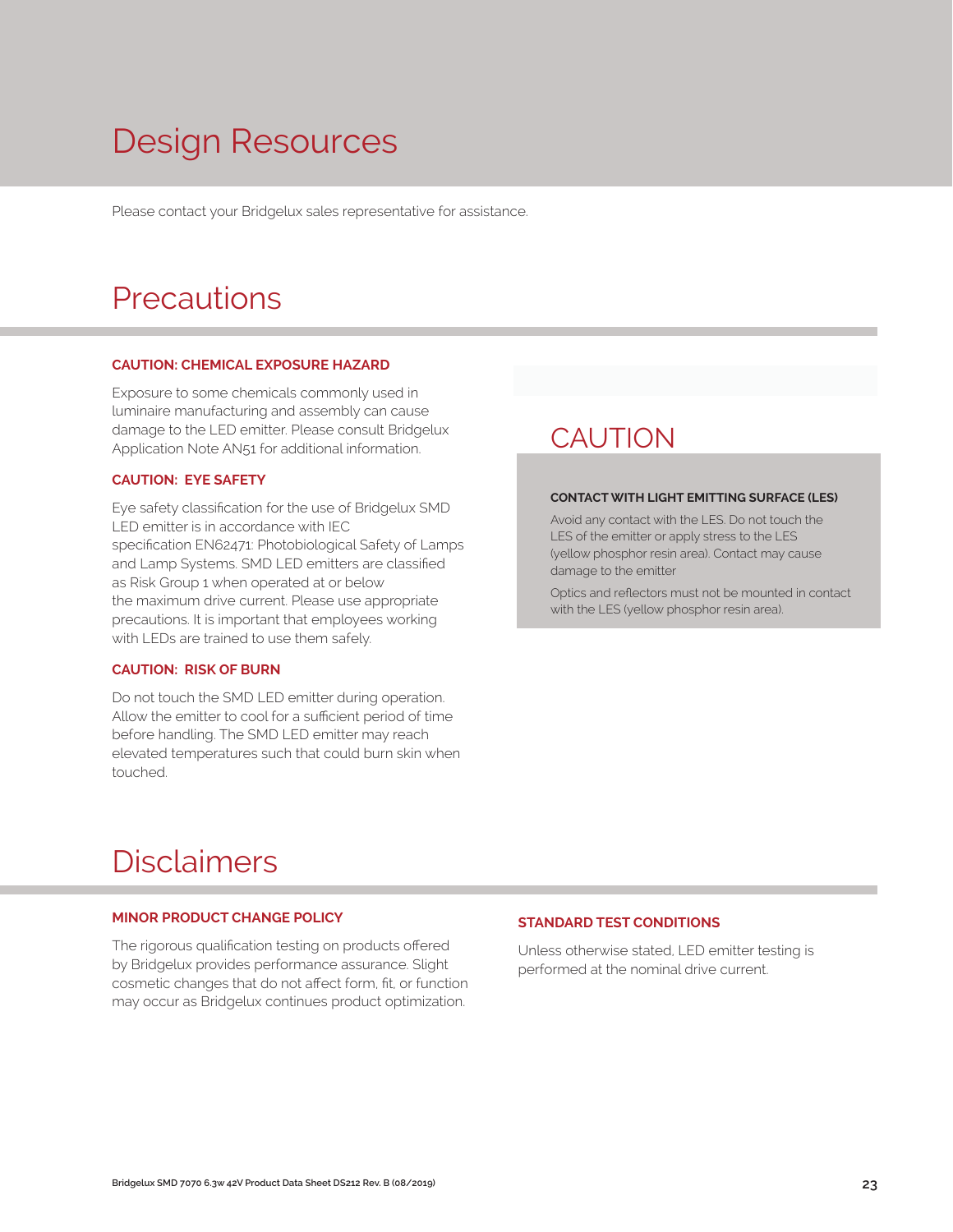# Design Resources

Please contact your Bridgelux sales representative for assistance.

# Precautions

### CAUTION: CHEMICAL EXPOSURE HAZARD

Exposure to some chemicals commonly used in luminaire manufacturing and assembly can cause damage to the LED emitter. Please consult Bridgelux Application Note AN51 for additional information.

### CAUTION: EYE SAFETY

Eye safety classification for the use of Bridgelux SMD LED emitter is in accordance with IEC specification EN62471: Photobiological Safety of Lamps and Lamp Systems. SMD LED emitters are classified as Risk Group 1 when operated at or below the maximum drive current. Please use appropriate precautions. It is important that employees working with LEDs are trained to use them safely.

### CAUTION: RISK OF BURN

Do not touch the SMD LED emitter during operation. Allow the emitter to cool for a sufficient period of time before handling. The SMD LED emitter may reach elevated temperatures such that could burn skin when touched.

## CAUTION

**CONTACT WITH LIGHT EMITTING SURFACE (LES)**

Avoid any contact with the LES. Do not touch the LES of the emitter or apply stress to the LES (yellow phosphor resin area). Contact may cause damage to the emitter

Optics and reflectors must not be mounted in contact with the LES (yellow phosphor resin area).

# Disclaimers

### MINOR PRODUCT CHANGE POLICY

The rigorous qualification testing on products offered by Bridgelux provides performance assurance. Slight cosmetic changes that do not affect form, fit, or function may occur as Bridgelux continues product optimization.

### STANDARD TEST CONDITIONS

Unless otherwise stated, LED emitter testing is performed at the nominal drive current.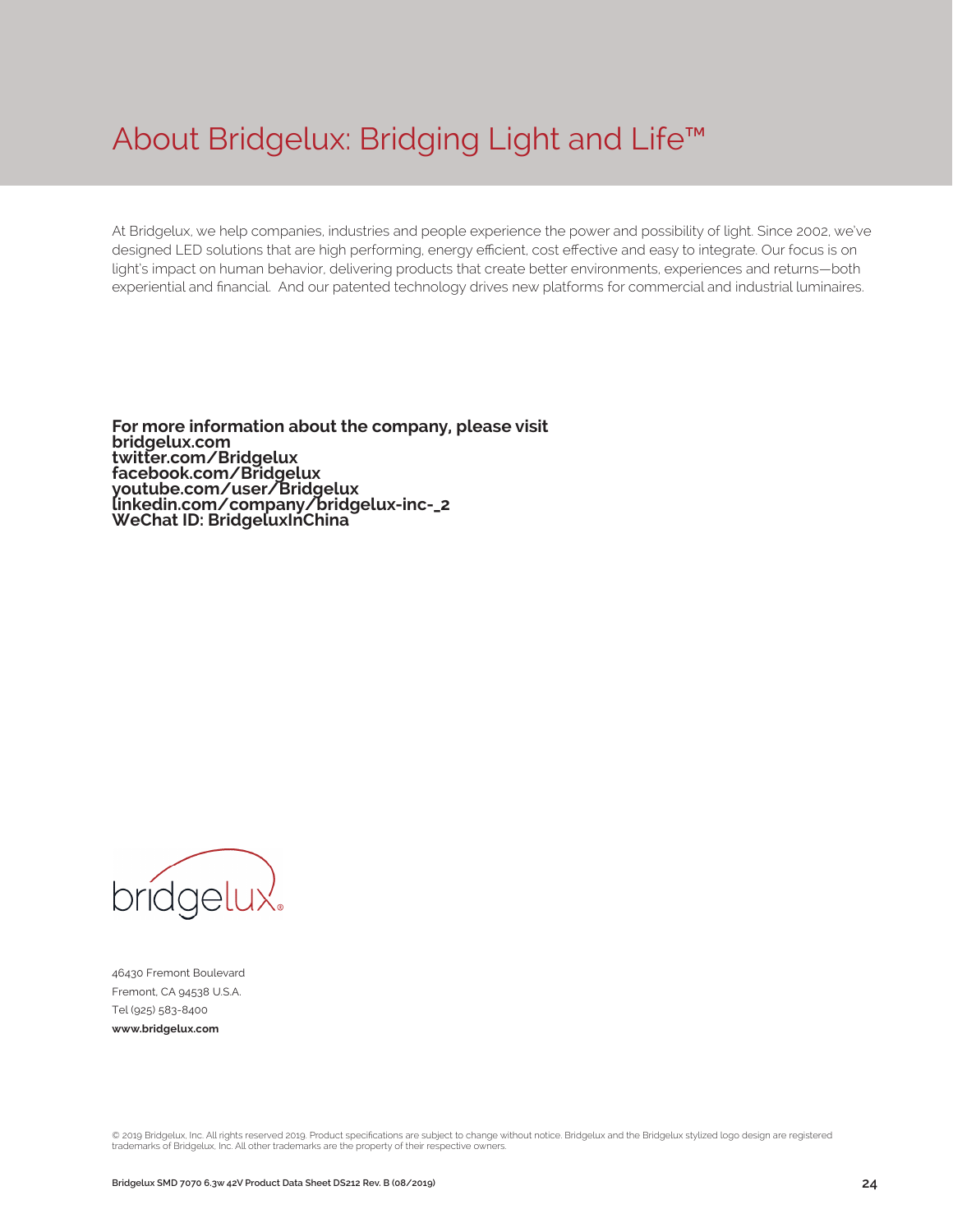# About Bridgelux: Bridging Light and Life™

At Bridgelux, we help companies, industries and people experience the power and possibility of light. Since 2002, we've designed LED solutions that are high performing, energy efficient, cost effective and easy to integrate. Our focus is on light's impact on human behavior, delivering products that create better environments, experiences and returns—both experiential and financial. And our patented technology drives new platforms for commercial and industrial luminaires.

**For more information about the company, please visit**
**bridgelux.com**
**twitter.com/Bridgelux**
**facebook.com/Bridgelux**
**youtube.com/user/Bridgelux**
**linkedin.com/company/bridgelux-inc-_2**
**WeChat ID: BridgeluxInChina**

46430 Fremont Boulevard
Fremont, CA 94538 U.S.A.
Tel (925) 583-8400
**www.bridgelux.com**

© 2019 Bridgelux, Inc. All rights reserved 2019. Product specifications are subject to change without notice. Bridgelux and the Bridgelux stylized logo design are registered trademarks of Bridgelux, Inc. All other trademarks are the property of their respective owners.